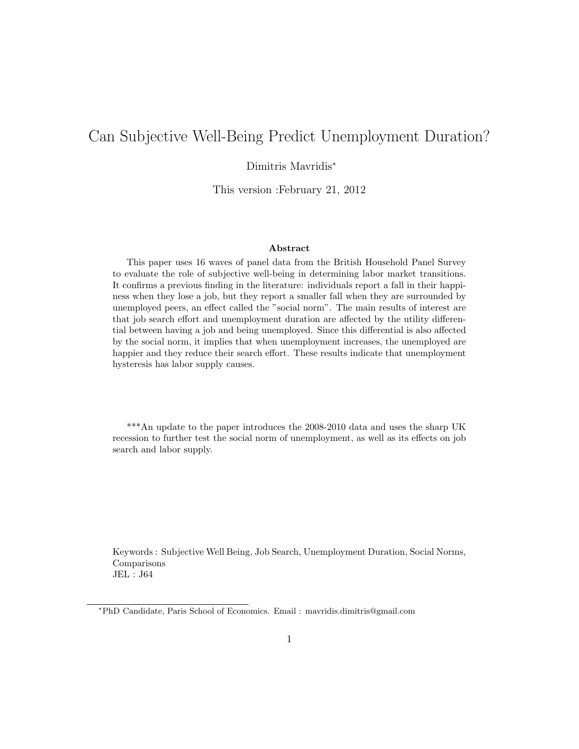# Can Subjective Well-Being Predict Unemployment Duration?

Dimitris Mavridis[*]

This version :February 21, 2012

### Abstract

This paper uses 16 waves of panel data from the British Household Panel Survey to evaluate the role of subjective well-being in determining labor market transitions. It confirms a previous finding in the literature: individuals report a fall in their happiness when they lose a job, but they report a smaller fall when they are surrounded by unemployed peers, an effect called the "social norm". The main results of interest are that job search effort and unemployment duration are affected by the utility differential between having a job and being unemployed. Since this differential is also affected by the social norm, it implies that when unemployment increases, the unemployed are happier and they reduce their search effort. These results indicate that unemployment hysteresis has labor supply causes.

***An update to the paper introduces the 2008-2010 data and uses the sharp UK recession to further test the social norm of unemployment, as well as its effects on job search and labor supply.

Keywords : Subjective Well Being, Job Search, Unemployment Duration, Social Norms, Comparisons
JEL : J64

[*] PhD Candidate, Paris School of Economics. Email : mavridis.dimitris@gmail.com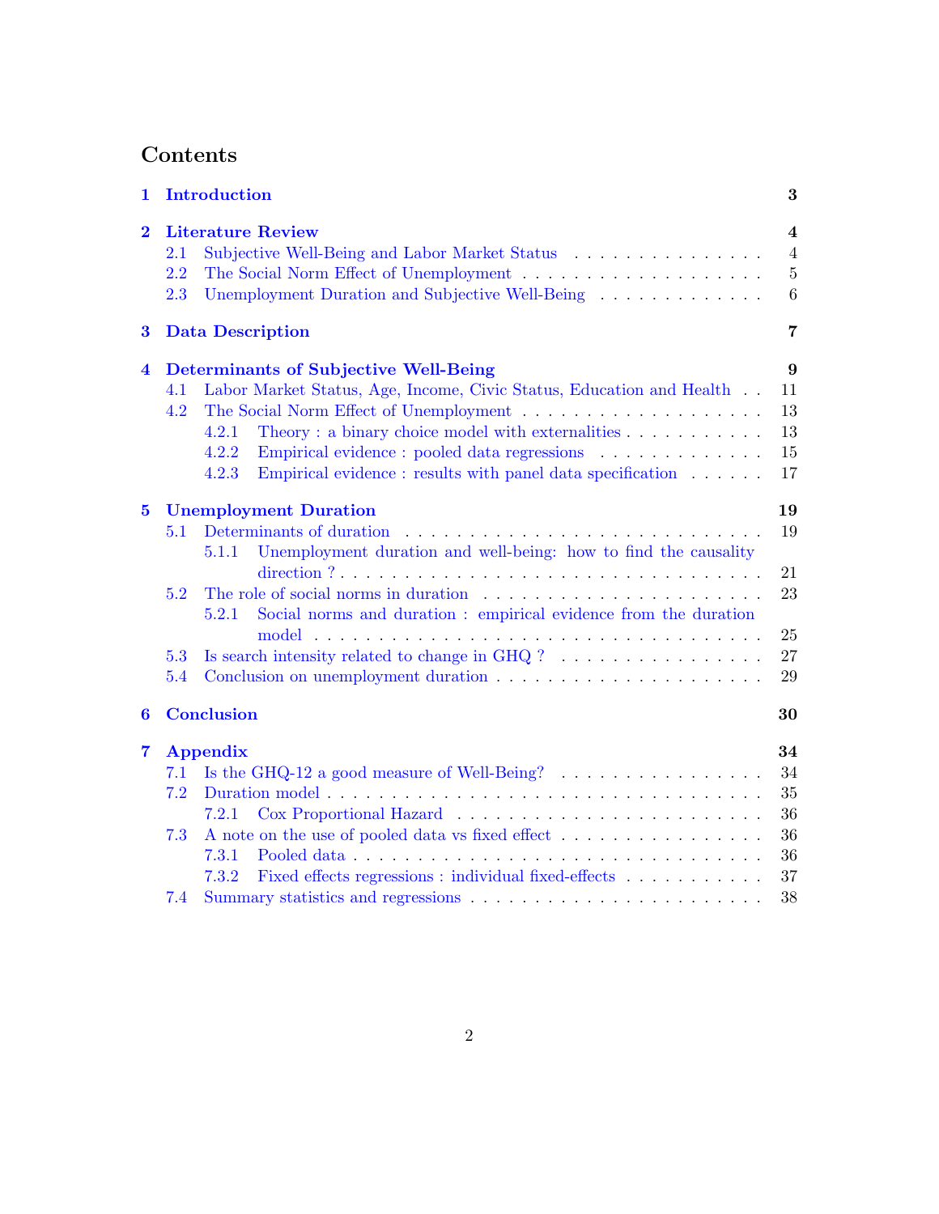# Contents

**1 Introduction** **3**

**2 Literature Review** **4**
- 2.1 Subjective Well-Being and Labor Market Status . . . 4
- 2.2 The Social Norm Effect of Unemployment . . . 5
- 2.3 Unemployment Duration and Subjective Well-Being . . . 6

**3 Data Description** **7**

**4 Determinants of Subjective Well-Being** **9**
- 4.1 Labor Market Status, Age, Income, Civic Status, Education and Health . . . 11
- 4.2 The Social Norm Effect of Unemployment . . . 13
  - 4.2.1 Theory : a binary choice model with externalities . . . 13
  - 4.2.2 Empirical evidence : pooled data regressions . . . 15
  - 4.2.3 Empirical evidence : results with panel data specification . . . 17

**5 Unemployment Duration** **19**
- 5.1 Determinants of duration . . . 19
  - 5.1.1 Unemployment duration and well-being: how to find the causality direction ? . . . 21
- 5.2 The role of social norms in duration . . . 23
  - 5.2.1 Social norms and duration : empirical evidence from the duration model . . . 25
- 5.3 Is search intensity related to change in GHQ ? . . . 27
- 5.4 Conclusion on unemployment duration . . . 29

**6 Conclusion** **30**

**7 Appendix** **34**
- 7.1 Is the GHQ-12 a good measure of Well-Being? . . . 34
- 7.2 Duration model . . . 35
  - 7.2.1 Cox Proportional Hazard . . . 36
- 7.3 A note on the use of pooled data vs fixed effect . . . 36
  - 7.3.1 Pooled data . . . 36
  - 7.3.2 Fixed effects regressions : individual fixed-effects . . . 37
- 7.4 Summary statistics and regressions . . . 38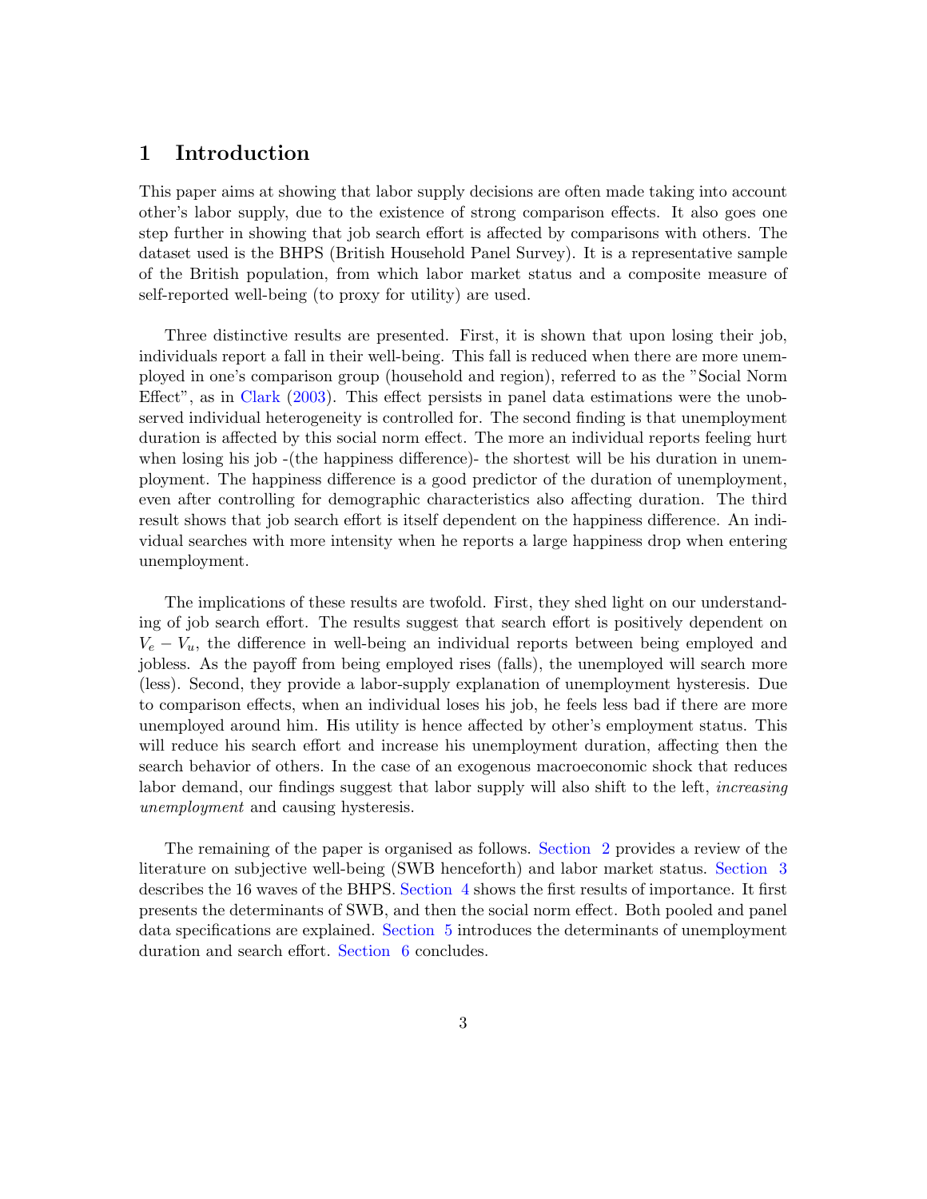# 1 Introduction

This paper aims at showing that labor supply decisions are often made taking into account other's labor supply, due to the existence of strong comparison effects. It also goes one step further in showing that job search effort is affected by comparisons with others. The dataset used is the BHPS (British Household Panel Survey). It is a representative sample of the British population, from which labor market status and a composite measure of self-reported well-being (to proxy for utility) are used.

Three distinctive results are presented. First, it is shown that upon losing their job, individuals report a fall in their well-being. This fall is reduced when there are more unemployed in one's comparison group (household and region), referred to as the "Social Norm Effect", as in Clark (2003). This effect persists in panel data estimations were the unobserved individual heterogeneity is controlled for. The second finding is that unemployment duration is affected by this social norm effect. The more an individual reports feeling hurt when losing his job -(the happiness difference)- the shortest will be his duration in unemployment. The happiness difference is a good predictor of the duration of unemployment, even after controlling for demographic characteristics also affecting duration. The third result shows that job search effort is itself dependent on the happiness difference. An individual searches with more intensity when he reports a large happiness drop when entering unemployment.

The implications of these results are twofold. First, they shed light on our understanding of job search effort. The results suggest that search effort is positively dependent on $V_e - V_u$, the difference in well-being an individual reports between being employed and jobless. As the payoff from being employed rises (falls), the unemployed will search more (less). Second, they provide a labor-supply explanation of unemployment hysteresis. Due to comparison effects, when an individual loses his job, he feels less bad if there are more unemployed around him. His utility is hence affected by other's employment status. This will reduce his search effort and increase his unemployment duration, affecting then the search behavior of others. In the case of an exogenous macroeconomic shock that reduces labor demand, our findings suggest that labor supply will also shift to the left, *increasing unemployment* and causing hysteresis.

The remaining of the paper is organised as follows. Section 2 provides a review of the literature on subjective well-being (SWB henceforth) and labor market status. Section 3 describes the 16 waves of the BHPS. Section 4 shows the first results of importance. It first presents the determinants of SWB, and then the social norm effect. Both pooled and panel data specifications are explained. Section 5 introduces the determinants of unemployment duration and search effort. Section 6 concludes.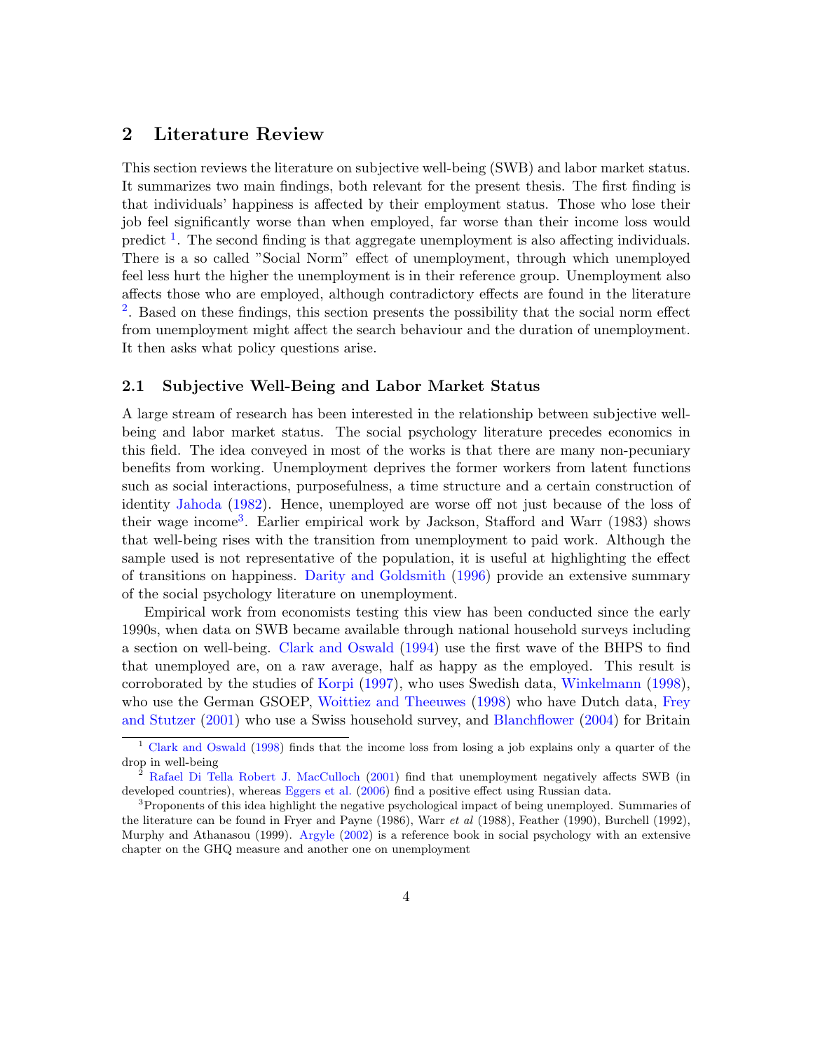## 2 Literature Review

This section reviews the literature on subjective well-being (SWB) and labor market status. It summarizes two main findings, both relevant for the present thesis. The first finding is that individuals' happiness is affected by their employment status. Those who lose their job feel significantly worse than when employed, far worse than their income loss would predict [1]. The second finding is that aggregate unemployment is also affecting individuals. There is a so called "Social Norm" effect of unemployment, through which unemployed feel less hurt the higher the unemployment is in their reference group. Unemployment also affects those who are employed, although contradictory effects are found in the literature [2]. Based on these findings, this section presents the possibility that the social norm effect from unemployment might affect the search behaviour and the duration of unemployment. It then asks what policy questions arise.

### 2.1 Subjective Well-Being and Labor Market Status

A large stream of research has been interested in the relationship between subjective well-being and labor market status. The social psychology literature precedes economics in this field. The idea conveyed in most of the works is that there are many non-pecuniary benefits from working. Unemployment deprives the former workers from latent functions such as social interactions, purposefulness, a time structure and a certain construction of identity Jahoda (1982). Hence, unemployed are worse off not just because of the loss of their wage income[3]. Earlier empirical work by Jackson, Stafford and Warr (1983) shows that well-being rises with the transition from unemployment to paid work. Although the sample used is not representative of the population, it is useful at highlighting the effect of transitions on happiness. Darity and Goldsmith (1996) provide an extensive summary of the social psychology literature on unemployment.

Empirical work from economists testing this view has been conducted since the early 1990s, when data on SWB became available through national household surveys including a section on well-being. Clark and Oswald (1994) use the first wave of the BHPS to find that unemployed are, on a raw average, half as happy as the employed. This result is corroborated by the studies of Korpi (1997), who uses Swedish data, Winkelmann (1998), who use the German GSOEP, Woittiez and Theeuwes (1998) who have Dutch data, Frey and Stutzer (2001) who use a Swiss household survey, and Blanchflower (2004) for Britain

---

[1] Clark and Oswald (1998) finds that the income loss from losing a job explains only a quarter of the drop in well-being

[2] Rafael Di Tella Robert J. MacCulloch (2001) find that unemployment negatively affects SWB (in developed countries), whereas Eggers et al. (2006) find a positive effect using Russian data.

[3] Proponents of this idea highlight the negative psychological impact of being unemployed. Summaries of the literature can be found in Fryer and Payne (1986), Warr *et al* (1988), Feather (1990), Burchell (1992), Murphy and Athanasou (1999). Argyle (2002) is a reference book in social psychology with an extensive chapter on the GHQ measure and another one on unemployment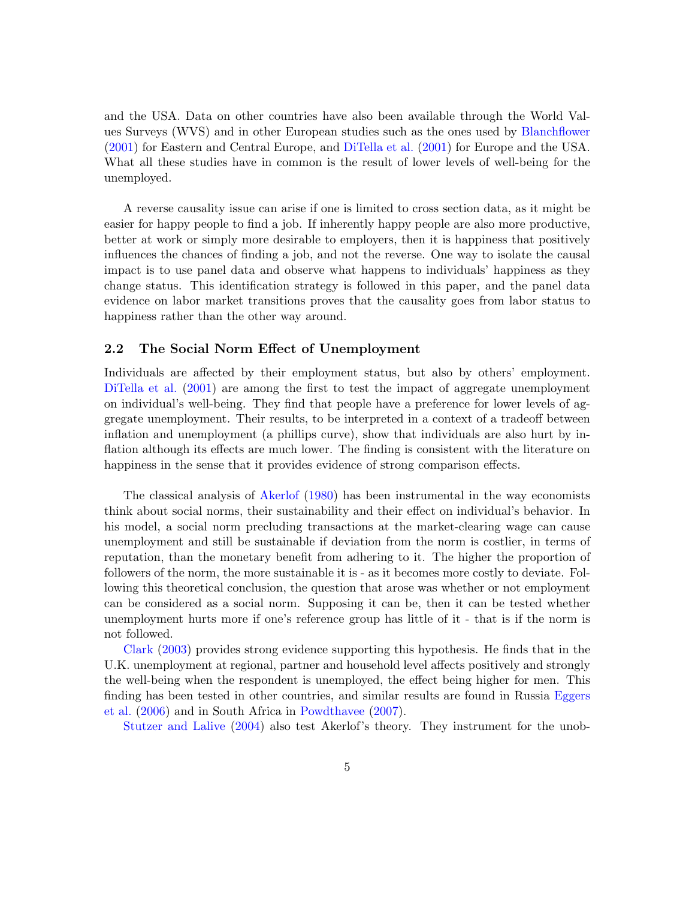and the USA. Data on other countries have also been available through the World Values Surveys (WVS) and in other European studies such as the ones used by Blanchflower (2001) for Eastern and Central Europe, and DiTella et al. (2001) for Europe and the USA. What all these studies have in common is the result of lower levels of well-being for the unemployed.

A reverse causality issue can arise if one is limited to cross section data, as it might be easier for happy people to find a job. If inherently happy people are also more productive, better at work or simply more desirable to employers, then it is happiness that positively influences the chances of finding a job, and not the reverse. One way to isolate the causal impact is to use panel data and observe what happens to individuals' happiness as they change status. This identification strategy is followed in this paper, and the panel data evidence on labor market transitions proves that the causality goes from labor status to happiness rather than the other way around.

### 2.2 The Social Norm Effect of Unemployment

Individuals are affected by their employment status, but also by others' employment. DiTella et al. (2001) are among the first to test the impact of aggregate unemployment on individual's well-being. They find that people have a preference for lower levels of aggregate unemployment. Their results, to be interpreted in a context of a tradeoff between inflation and unemployment (a phillips curve), show that individuals are also hurt by inflation although its effects are much lower. The finding is consistent with the literature on happiness in the sense that it provides evidence of strong comparison effects.

The classical analysis of Akerlof (1980) has been instrumental in the way economists think about social norms, their sustainability and their effect on individual's behavior. In his model, a social norm precluding transactions at the market-clearing wage can cause unemployment and still be sustainable if deviation from the norm is costlier, in terms of reputation, than the monetary benefit from adhering to it. The higher the proportion of followers of the norm, the more sustainable it is - as it becomes more costly to deviate. Following this theoretical conclusion, the question that arose was whether or not employment can be considered as a social norm. Supposing it can be, then it can be tested whether unemployment hurts more if one's reference group has little of it - that is if the norm is not followed.

Clark (2003) provides strong evidence supporting this hypothesis. He finds that in the U.K. unemployment at regional, partner and household level affects positively and strongly the well-being when the respondent is unemployed, the effect being higher for men. This finding has been tested in other countries, and similar results are found in Russia Eggers et al. (2006) and in South Africa in Powdthavee (2007).

Stutzer and Lalive (2004) also test Akerlof's theory. They instrument for the unob-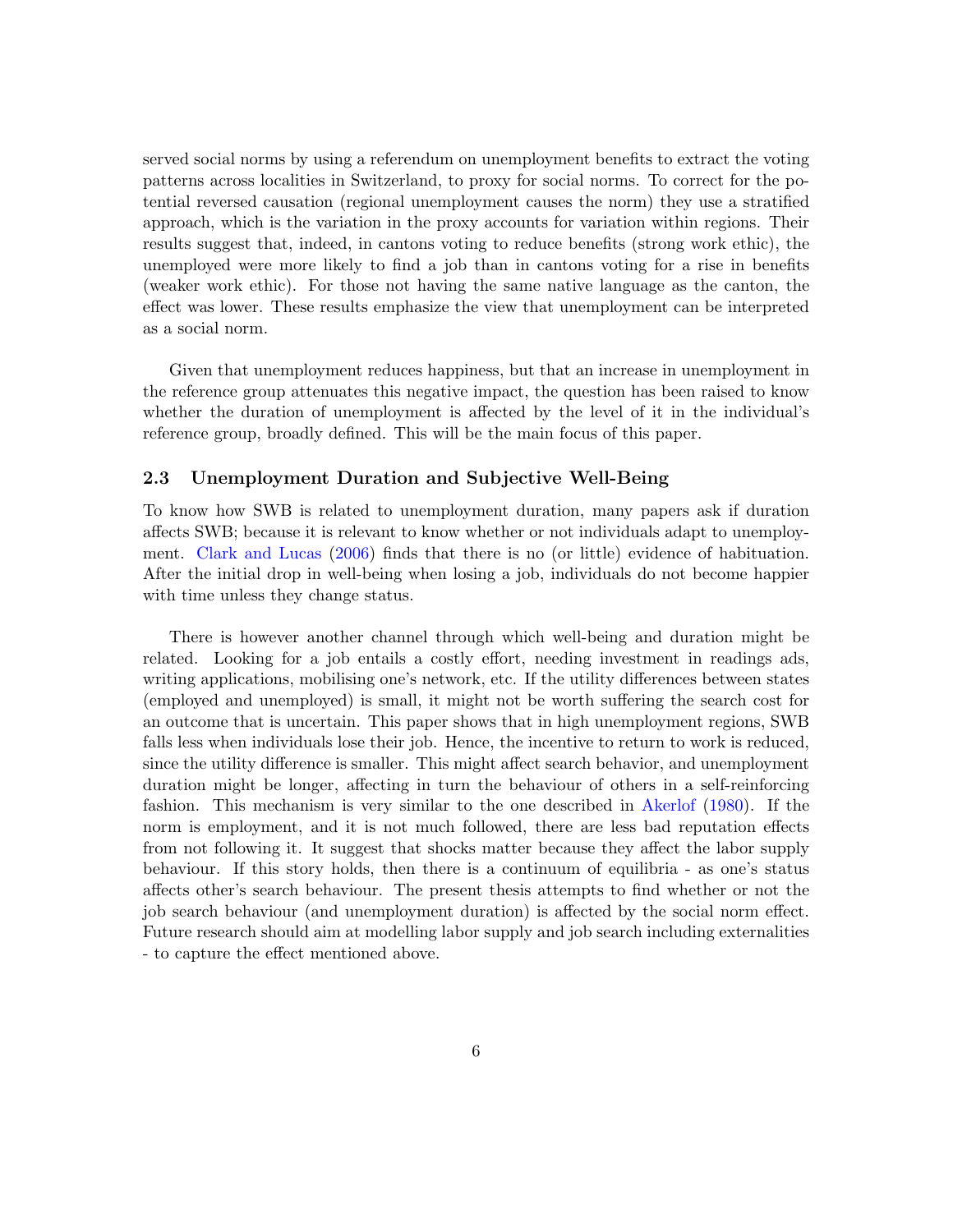served social norms by using a referendum on unemployment benefits to extract the voting patterns across localities in Switzerland, to proxy for social norms. To correct for the potential reversed causation (regional unemployment causes the norm) they use a stratified approach, which is the variation in the proxy accounts for variation within regions. Their results suggest that, indeed, in cantons voting to reduce benefits (strong work ethic), the unemployed were more likely to find a job than in cantons voting for a rise in benefits (weaker work ethic). For those not having the same native language as the canton, the effect was lower. These results emphasize the view that unemployment can be interpreted as a social norm.

Given that unemployment reduces happiness, but that an increase in unemployment in the reference group attenuates this negative impact, the question has been raised to know whether the duration of unemployment is affected by the level of it in the individual's reference group, broadly defined. This will be the main focus of this paper.

### 2.3 Unemployment Duration and Subjective Well-Being

To know how SWB is related to unemployment duration, many papers ask if duration affects SWB; because it is relevant to know whether or not individuals adapt to unemployment. Clark and Lucas (2006) finds that there is no (or little) evidence of habituation. After the initial drop in well-being when losing a job, individuals do not become happier with time unless they change status.

There is however another channel through which well-being and duration might be related. Looking for a job entails a costly effort, needing investment in readings ads, writing applications, mobilising one's network, etc. If the utility differences between states (employed and unemployed) is small, it might not be worth suffering the search cost for an outcome that is uncertain. This paper shows that in high unemployment regions, SWB falls less when individuals lose their job. Hence, the incentive to return to work is reduced, since the utility difference is smaller. This might affect search behavior, and unemployment duration might be longer, affecting in turn the behaviour of others in a self-reinforcing fashion. This mechanism is very similar to the one described in Akerlof (1980). If the norm is employment, and it is not much followed, there are less bad reputation effects from not following it. It suggest that shocks matter because they affect the labor supply behaviour. If this story holds, then there is a continuum of equilibria - as one's status affects other's search behaviour. The present thesis attempts to find whether or not the job search behaviour (and unemployment duration) is affected by the social norm effect. Future research should aim at modelling labor supply and job search including externalities - to capture the effect mentioned above.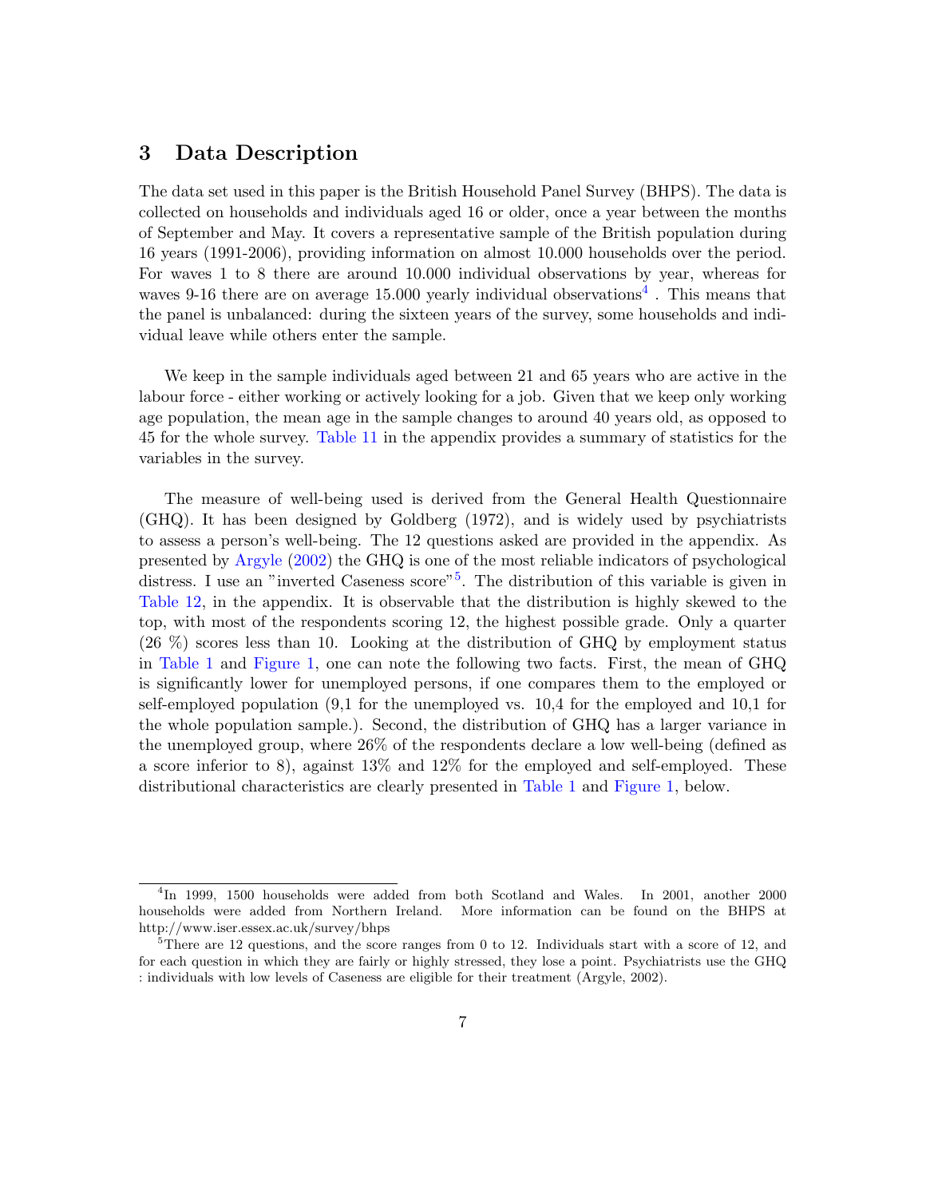## 3 Data Description

The data set used in this paper is the British Household Panel Survey (BHPS). The data is collected on households and individuals aged 16 or older, once a year between the months of September and May. It covers a representative sample of the British population during 16 years (1991-2006), providing information on almost 10.000 households over the period. For waves 1 to 8 there are around 10.000 individual observations by year, whereas for waves 9-16 there are on average 15.000 yearly individual observations[4] . This means that the panel is unbalanced: during the sixteen years of the survey, some households and individual leave while others enter the sample.

We keep in the sample individuals aged between 21 and 65 years who are active in the labour force - either working or actively looking for a job. Given that we keep only working age population, the mean age in the sample changes to around 40 years old, as opposed to 45 for the whole survey. Table 11 in the appendix provides a summary of statistics for the variables in the survey.

The measure of well-being used is derived from the General Health Questionnaire (GHQ). It has been designed by Goldberg (1972), and is widely used by psychiatrists to assess a person's well-being. The 12 questions asked are provided in the appendix. As presented by Argyle (2002) the GHQ is one of the most reliable indicators of psychological distress. I use an "inverted Caseness score"[5]. The distribution of this variable is given in Table 12, in the appendix. It is observable that the distribution is highly skewed to the top, with most of the respondents scoring 12, the highest possible grade. Only a quarter (26 %) scores less than 10. Looking at the distribution of GHQ by employment status in Table 1 and Figure 1, one can note the following two facts. First, the mean of GHQ is significantly lower for unemployed persons, if one compares them to the employed or self-employed population (9,1 for the unemployed vs. 10,4 for the employed and 10,1 for the whole population sample.). Second, the distribution of GHQ has a larger variance in the unemployed group, where 26% of the respondents declare a low well-being (defined as a score inferior to 8), against 13% and 12% for the employed and self-employed. These distributional characteristics are clearly presented in Table 1 and Figure 1, below.

---

[4] In 1999, 1500 households were added from both Scotland and Wales. In 2001, another 2000 households were added from Northern Ireland. More information can be found on the BHPS at http://www.iser.essex.ac.uk/survey/bhps

[5] There are 12 questions, and the score ranges from 0 to 12. Individuals start with a score of 12, and for each question in which they are fairly or highly stressed, they lose a point. Psychiatrists use the GHQ : individuals with low levels of Caseness are eligible for their treatment (Argyle, 2002).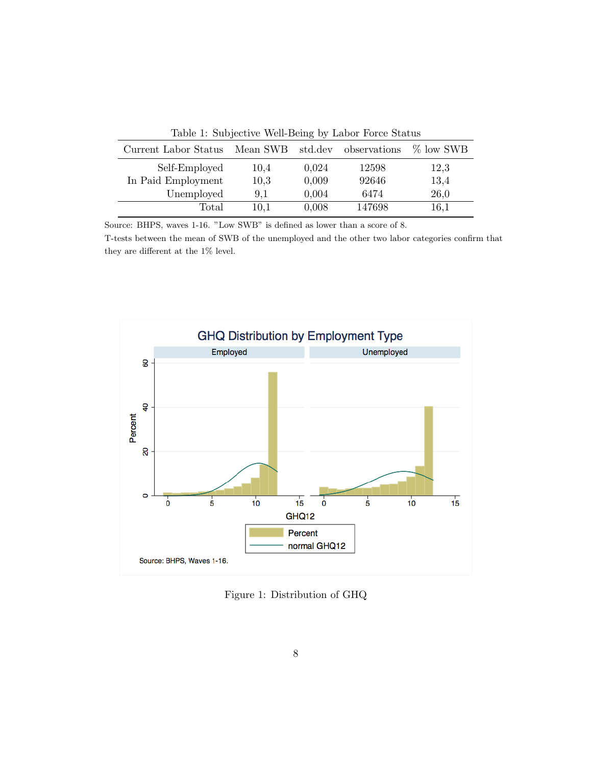Table 1: Subjective Well-Being by Labor Force Status

| Current Labor Status | Mean SWB | std.dev | observations | % low SWB |
|---|---|---|---|---|
| Self-Employed | 10,4 | 0,024 | 12598 | 12,3 |
| In Paid Employment | 10,3 | 0,009 | 92646 | 13,4 |
| Unemployed | 9,1 | 0,004 | 6474 | 26,0 |
| Total | 10,1 | 0,008 | 147698 | 16,1 |

Source: BHPS, waves 1-16. "Low SWB" is defined as lower than a score of 8.
T-tests between the mean of SWB of the unemployed and the other two labor categories confirm that they are different at the 1% level.

Figure 1: Distribution of GHQ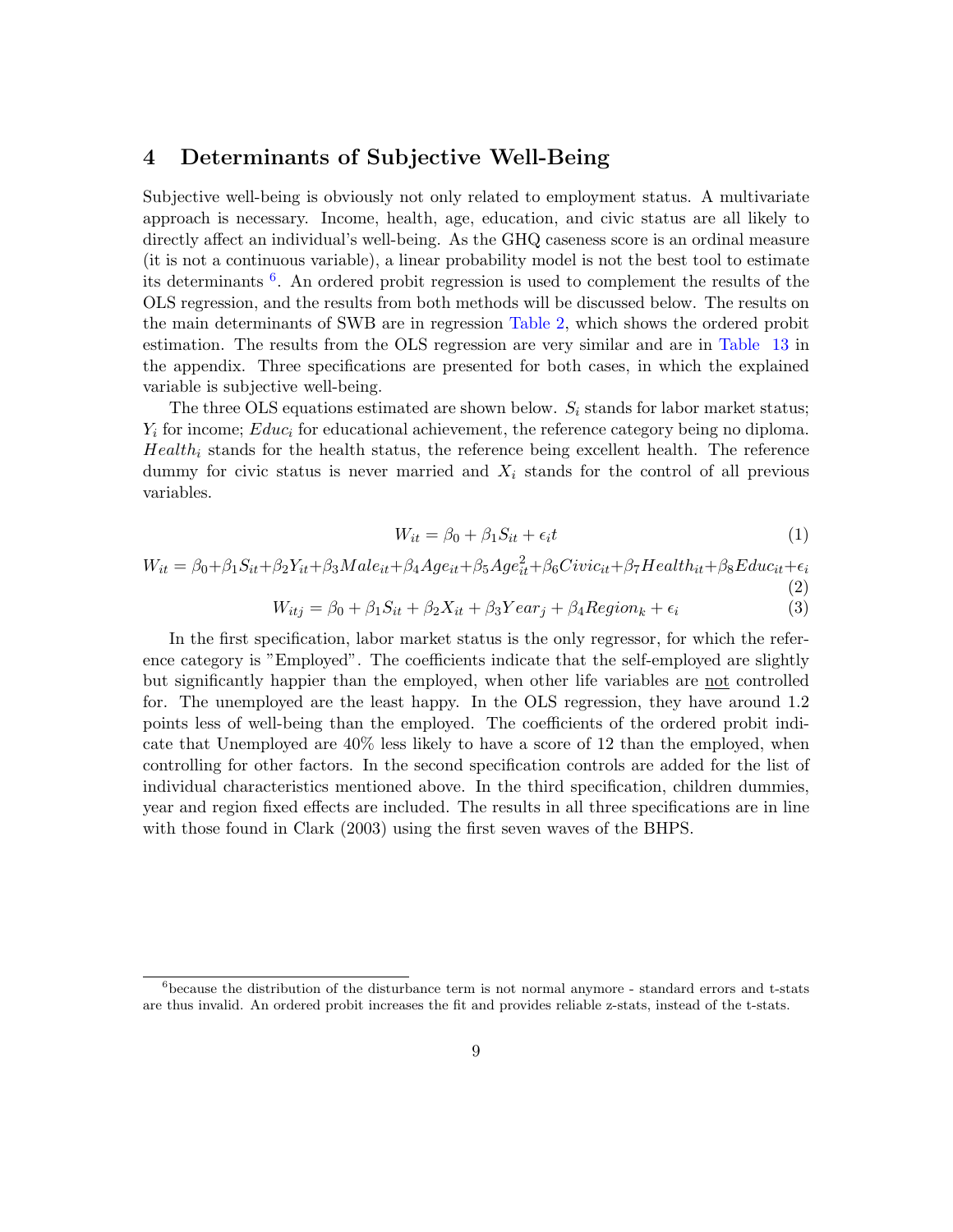## 4 Determinants of Subjective Well-Being

Subjective well-being is obviously not only related to employment status. A multivariate approach is necessary. Income, health, age, education, and civic status are all likely to directly affect an individual's well-being. As the GHQ caseness score is an ordinal measure (it is not a continuous variable), a linear probability model is not the best tool to estimate its determinants [6]. An ordered probit regression is used to complement the results of the OLS regression, and the results from both methods will be discussed below. The results on the main determinants of SWB are in regression Table 2, which shows the ordered probit estimation. The results from the OLS regression are very similar and are in Table 13 in the appendix. Three specifications are presented for both cases, in which the explained variable is subjective well-being.

The three OLS equations estimated are shown below. $S_i$ stands for labor market status; $Y_i$ for income; $Educ_i$ for educational achievement, the reference category being no diploma. $Health_i$ stands for the health status, the reference being excellent health. The reference dummy for civic status is never married and $X_i$ stands for the control of all previous variables.

$$W_{it} = \beta_0 + \beta_1 S_{it} + \epsilon_i t \tag{1}$$

$$W_{it} = \beta_0 + \beta_1 S_{it} + \beta_2 Y_{it} + \beta_3 Male_{it} + \beta_4 Age_{it} + \beta_5 Age_{it}^2 + \beta_6 Civic_{it} + \beta_7 Health_{it} + \beta_8 Educ_{it} + \epsilon_i \tag{2}$$

$$W_{itj} = \beta_0 + \beta_1 S_{it} + \beta_2 X_{it} + \beta_3 Year_j + \beta_4 Region_k + \epsilon_i \tag{3}$$

In the first specification, labor market status is the only regressor, for which the reference category is "Employed". The coefficients indicate that the self-employed are slightly but significantly happier than the employed, when other life variables are not controlled for. The unemployed are the least happy. In the OLS regression, they have around 1.2 points less of well-being than the employed. The coefficients of the ordered probit indicate that Unemployed are 40% less likely to have a score of 12 than the employed, when controlling for other factors. In the second specification controls are added for the list of individual characteristics mentioned above. In the third specification, children dummies, year and region fixed effects are included. The results in all three specifications are in line with those found in Clark (2003) using the first seven waves of the BHPS.

---

[6] because the distribution of the disturbance term is not normal anymore - standard errors and t-stats are thus invalid. An ordered probit increases the fit and provides reliable z-stats, instead of the t-stats.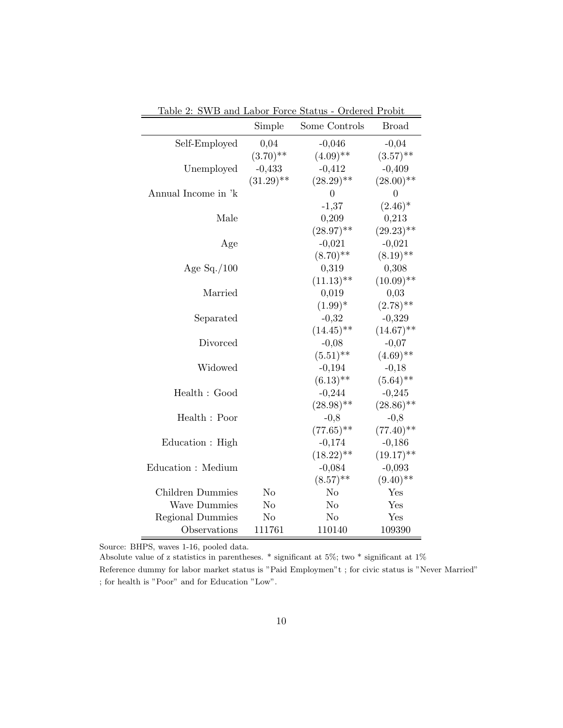Table 2: SWB and Labor Force Status - Ordered Probit

| | Simple | Some Controls | Broad |
|---|---|---|---|
| Self-Employed | 0,04 | -0,046 | -0,04 |
| | (3.70)** | (4.09)** | (3.57)** |
| Unemployed | -0,433 | -0,412 | -0,409 |
| | (31.29)** | (28.29)** | (28.00)** |
| Annual Income in 'k | | 0 | 0 |
| | | -1,37 | (2.46)* |
| Male | | 0,209 | 0,213 |
| | | (28.97)** | (29.23)** |
| Age | | -0,021 | -0,021 |
| | | (8.70)** | (8.19)** |
| Age Sq./100 | | 0,319 | 0,308 |
| | | (11.13)** | (10.09)** |
| Married | | 0,019 | 0,03 |
| | | (1.99)* | (2.78)** |
| Separated | | -0,32 | -0,329 |
| | | (14.45)** | (14.67)** |
| Divorced | | -0,08 | -0,07 |
| | | (5.51)** | (4.69)** |
| Widowed | | -0,194 | -0,18 |
| | | (6.13)** | (5.64)** |
| Health : Good | | -0,244 | -0,245 |
| | | (28.98)** | (28.86)** |
| Health : Poor | | -0,8 | -0,8 |
| | | (77.65)** | (77.40)** |
| Education : High | | -0,174 | -0,186 |
| | | (18.22)** | (19.17)** |
| Education : Medium | | -0,084 | -0,093 |
| | | (8.57)** | (9.40)** |
| Children Dummies | No | No | Yes |
| Wave Dummies | No | No | Yes |
| Regional Dummies | No | No | Yes |
| Observations | 111761 | 110140 | 109390 |

Source: BHPS, waves 1-16, pooled data.

Absolute value of z statistics in parentheses. * significant at 5%; two * significant at 1%

Reference dummy for labor market status is "Paid Employmen"t ; for civic status is "Never Married" ; for health is "Poor" and for Education "Low".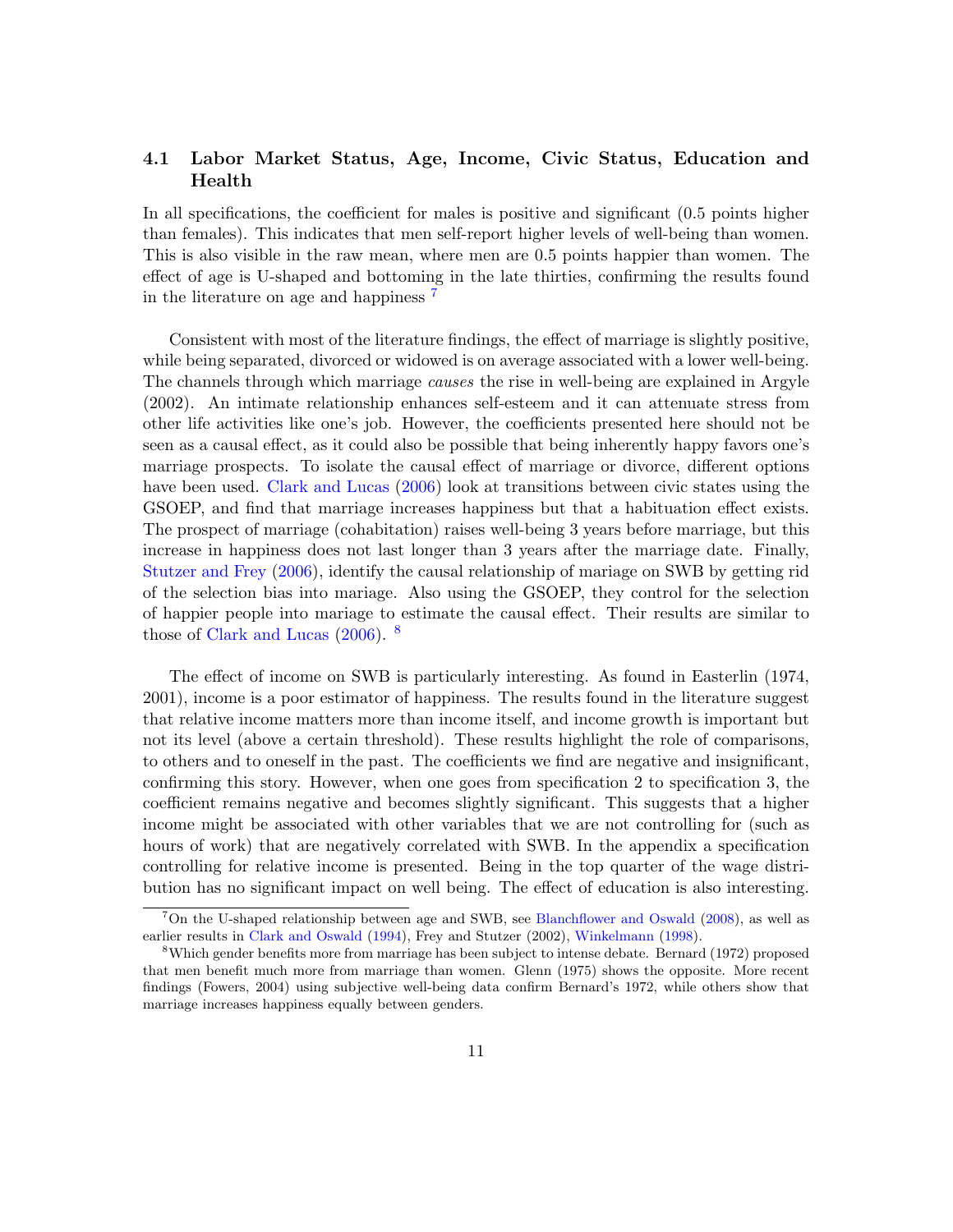### 4.1 Labor Market Status, Age, Income, Civic Status, Education and Health

In all specifications, the coefficient for males is positive and significant (0.5 points higher than females). This indicates that men self-report higher levels of well-being than women. This is also visible in the raw mean, where men are 0.5 points happier than women. The effect of age is U-shaped and bottoming in the late thirties, confirming the results found in the literature on age and happiness [7]

Consistent with most of the literature findings, the effect of marriage is slightly positive, while being separated, divorced or widowed is on average associated with a lower well-being. The channels through which marriage *causes* the rise in well-being are explained in Argyle (2002). An intimate relationship enhances self-esteem and it can attenuate stress from other life activities like one's job. However, the coefficients presented here should not be seen as a causal effect, as it could also be possible that being inherently happy favors one's marriage prospects. To isolate the causal effect of marriage or divorce, different options have been used. Clark and Lucas (2006) look at transitions between civic states using the GSOEP, and find that marriage increases happiness but that a habituation effect exists. The prospect of marriage (cohabitation) raises well-being 3 years before marriage, but this increase in happiness does not last longer than 3 years after the marriage date. Finally, Stutzer and Frey (2006), identify the causal relationship of mariage on SWB by getting rid of the selection bias into mariage. Also using the GSOEP, they control for the selection of happier people into mariage to estimate the causal effect. Their results are similar to those of Clark and Lucas (2006). [8]

The effect of income on SWB is particularly interesting. As found in Easterlin (1974, 2001), income is a poor estimator of happiness. The results found in the literature suggest that relative income matters more than income itself, and income growth is important but not its level (above a certain threshold). These results highlight the role of comparisons, to others and to oneself in the past. The coefficients we find are negative and insignificant, confirming this story. However, when one goes from specification 2 to specification 3, the coefficient remains negative and becomes slightly significant. This suggests that a higher income might be associated with other variables that we are not controlling for (such as hours of work) that are negatively correlated with SWB. In the appendix a specification controlling for relative income is presented. Being in the top quarter of the wage distribution has no significant impact on well being. The effect of education is also interesting.

[7] On the U-shaped relationship between age and SWB, see Blanchflower and Oswald (2008), as well as earlier results in Clark and Oswald (1994), Frey and Stutzer (2002), Winkelmann (1998).

[8] Which gender benefits more from marriage has been subject to intense debate. Bernard (1972) proposed that men benefit much more from marriage than women. Glenn (1975) shows the opposite. More recent findings (Fowers, 2004) using subjective well-being data confirm Bernard's 1972, while others show that marriage increases happiness equally between genders.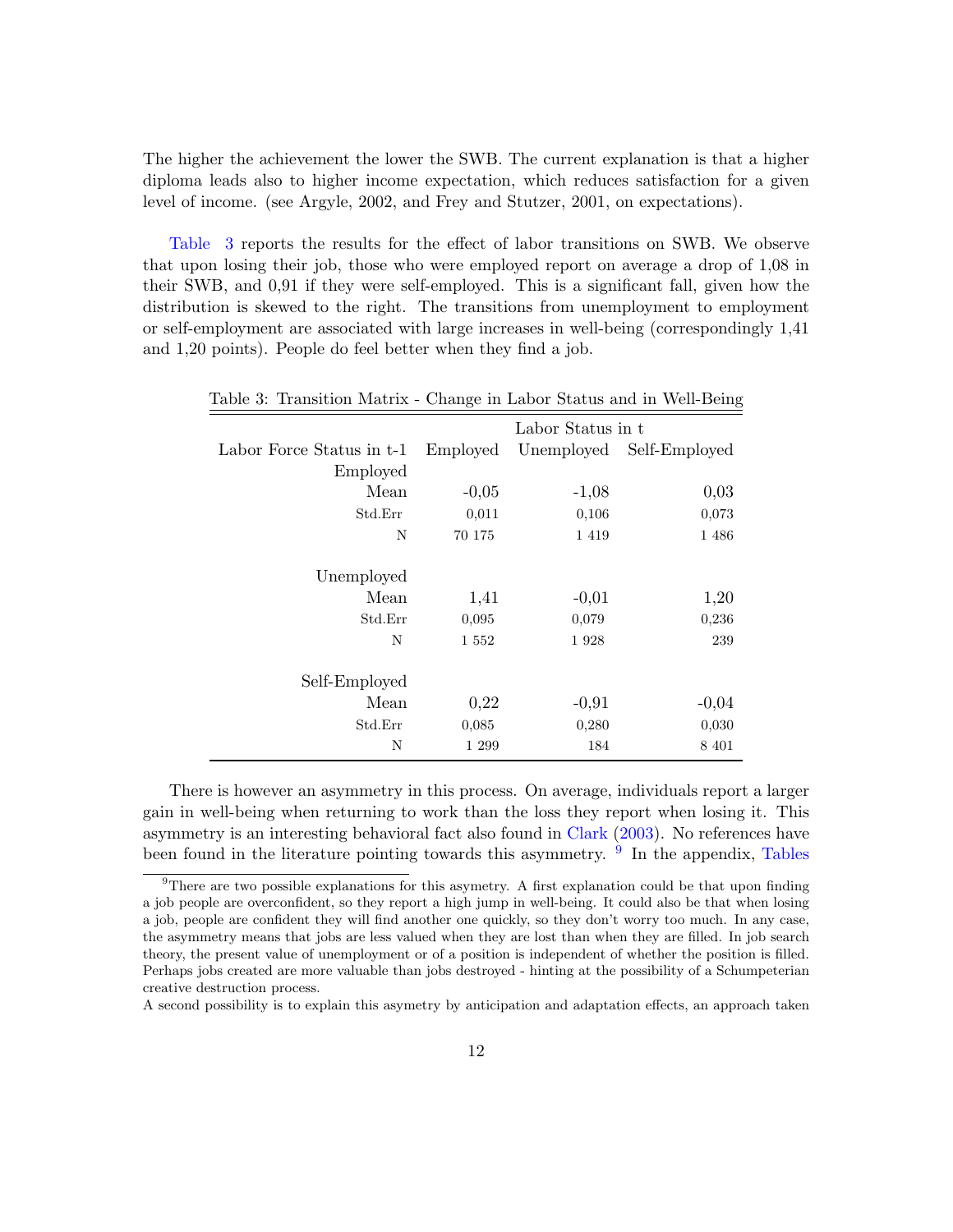The higher the achievement the lower the SWB. The current explanation is that a higher diploma leads also to higher income expectation, which reduces satisfaction for a given level of income. (see Argyle, 2002, and Frey and Stutzer, 2001, on expectations).

Table 3 reports the results for the effect of labor transitions on SWB. We observe that upon losing their job, those who were employed report on average a drop of 1,08 in their SWB, and 0,91 if they were self-employed. This is a significant fall, given how the distribution is skewed to the right. The transitions from unemployment to employment or self-employment are associated with large increases in well-being (correspondingly 1,41 and 1,20 points). People do feel better when they find a job.

Table 3: Transition Matrix - Change in Labor Status and in Well-Being

| | Labor Status in t | | |
|---|---|---|---|
| Labor Force Status in t-1 | Employed | Unemployed | Self-Employed |
| Employed | | | |
| Mean | -0,05 | -1,08 | 0,03 |
| Std.Err | 0,011 | 0,106 | 0,073 |
| N | 70 175 | 1 419 | 1 486 |
| Unemployed | | | |
| Mean | 1,41 | -0,01 | 1,20 |
| Std.Err | 0,095 | 0,079 | 0,236 |
| N | 1 552 | 1 928 | 239 |
| Self-Employed | | | |
| Mean | 0,22 | -0,91 | -0,04 |
| Std.Err | 0,085 | 0,280 | 0,030 |
| N | 1 299 | 184 | 8 401 |

There is however an asymmetry in this process. On average, individuals report a larger gain in well-being when returning to work than the loss they report when losing it. This asymmetry is an interesting behavioral fact also found in Clark (2003). No references have been found in the literature pointing towards this asymmetry. [9] In the appendix, Tables

[9] There are two possible explanations for this asymetry. A first explanation could be that upon finding a job people are overconfident, so they report a high jump in well-being. It could also be that when losing a job, people are confident they will find another one quickly, so they don't worry too much. In any case, the asymmetry means that jobs are less valued when they are lost than when they are filled. In job search theory, the present value of unemployment or of a position is independent of whether the position is filled. Perhaps jobs created are more valuable than jobs destroyed - hinting at the possibility of a Schumpeterian creative destruction process.

A second possibility is to explain this asymetry by anticipation and adaptation effects, an approach taken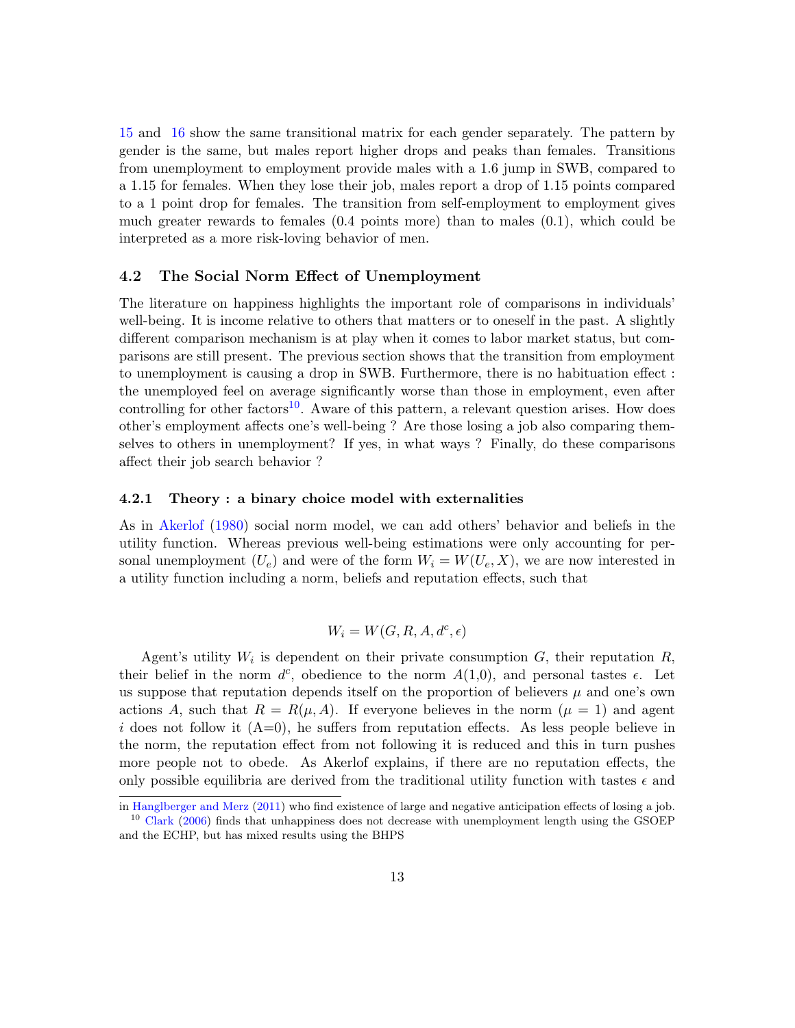15 and 16 show the same transitional matrix for each gender separately. The pattern by gender is the same, but males report higher drops and peaks than females. Transitions from unemployment to employment provide males with a 1.6 jump in SWB, compared to a 1.15 for females. When they lose their job, males report a drop of 1.15 points compared to a 1 point drop for females. The transition from self-employment to employment gives much greater rewards to females (0.4 points more) than to males (0.1), which could be interpreted as a more risk-loving behavior of men.

### 4.2 The Social Norm Effect of Unemployment

The literature on happiness highlights the important role of comparisons in individuals' well-being. It is income relative to others that matters or to oneself in the past. A slightly different comparison mechanism is at play when it comes to labor market status, but comparisons are still present. The previous section shows that the transition from employment to unemployment is causing a drop in SWB. Furthermore, there is no habituation effect : the unemployed feel on average significantly worse than those in employment, even after controlling for other factors[10]. Aware of this pattern, a relevant question arises. How does other's employment affects one's well-being ? Are those losing a job also comparing themselves to others in unemployment? If yes, in what ways ? Finally, do these comparisons affect their job search behavior ?

#### 4.2.1 Theory : a binary choice model with externalities

As in Akerlof (1980) social norm model, we can add others' behavior and beliefs in the utility function. Whereas previous well-being estimations were only accounting for personal unemployment ($U_e$) and were of the form $W_i = W(U_e, X)$, we are now interested in a utility function including a norm, beliefs and reputation effects, such that

$$W_i = W(G, R, A, d^c, \epsilon)$$

Agent's utility $W_i$ is dependent on their private consumption $G$, their reputation $R$, their belief in the norm $d^c$, obedience to the norm $A$(1,0), and personal tastes $\epsilon$. Let us suppose that reputation depends itself on the proportion of believers $\mu$ and one's own actions $A$, such that $R = R(\mu, A)$. If everyone believes in the norm ($\mu = 1$) and agent $i$ does not follow it (A=0), he suffers from reputation effects. As less people believe in the norm, the reputation effect from not following it is reduced and this in turn pushes more people not to obede. As Akerlof explains, if there are no reputation effects, the only possible equilibria are derived from the traditional utility function with tastes $\epsilon$ and

in Hanglberger and Merz (2011) who find existence of large and negative anticipation effects of losing a job.

[10] Clark (2006) finds that unhappiness does not decrease with unemployment length using the GSOEP and the ECHP, but has mixed results using the BHPS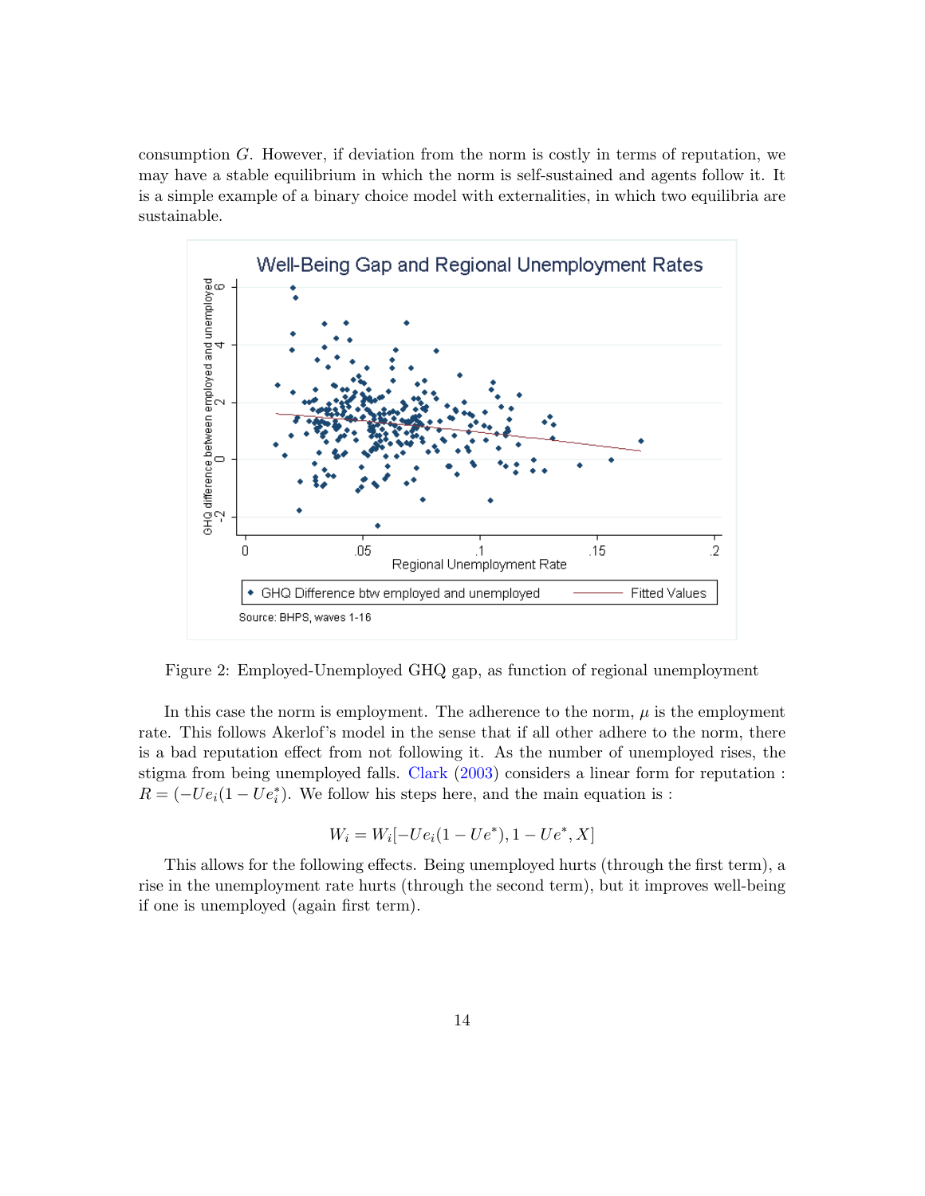consumption $G$. However, if deviation from the norm is costly in terms of reputation, we may have a stable equilibrium in which the norm is self-sustained and agents follow it. It is a simple example of a binary choice model with externalities, in which two equilibria are sustainable.

Figure 2: Employed-Unemployed GHQ gap, as function of regional unemployment

In this case the norm is employment. The adherence to the norm, $\mu$ is the employment rate. This follows Akerlof's model in the sense that if all other adhere to the norm, there is a bad reputation effect from not following it. As the number of unemployed rises, the stigma from being unemployed falls. Clark (2003) considers a linear form for reputation : $R = (-Ue_i(1 - Ue_i^*)$. We follow his steps here, and the main equation is :

$$W_i = W_i[-Ue_i(1 - Ue^*), 1 - Ue^*, X]$$

This allows for the following effects. Being unemployed hurts (through the first term), a rise in the unemployment rate hurts (through the second term), but it improves well-being if one is unemployed (again first term).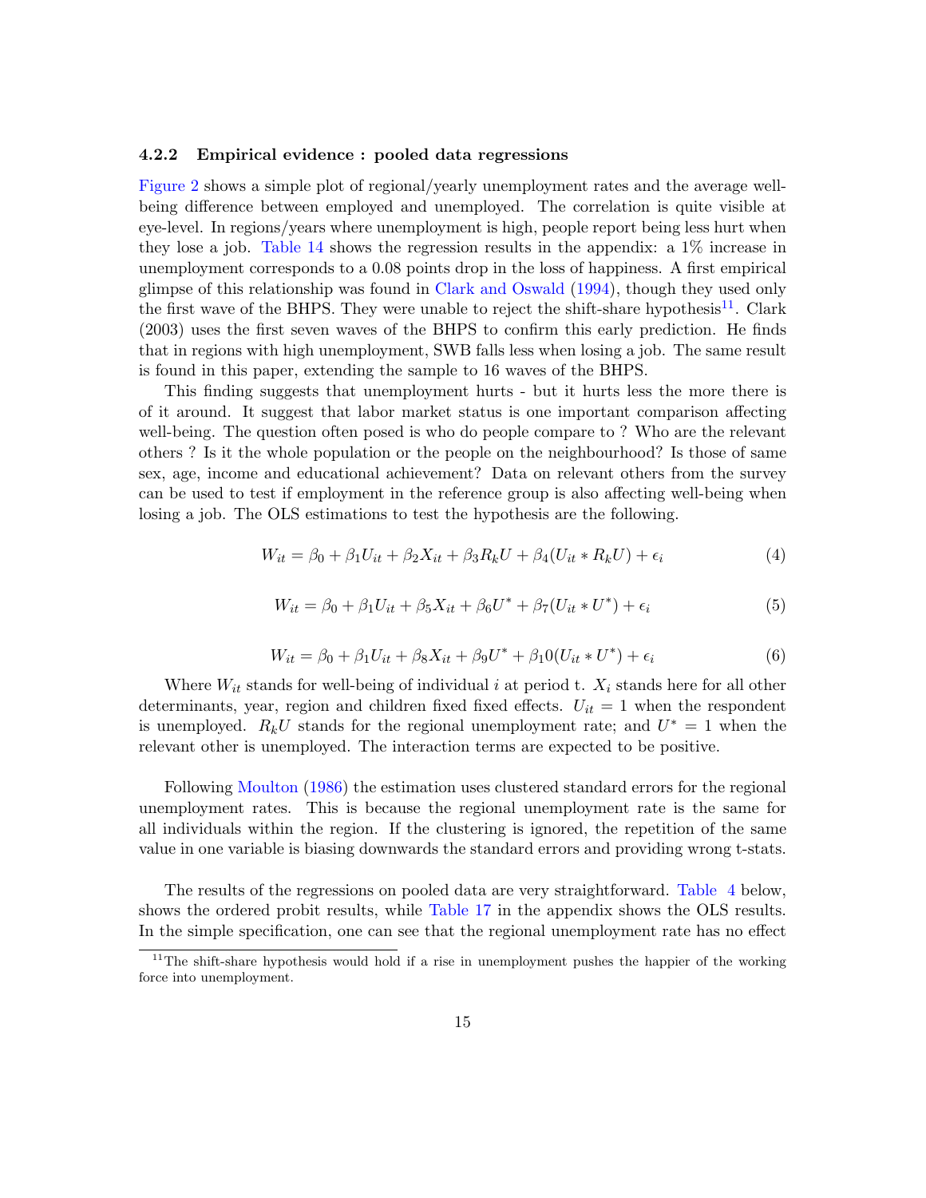#### 4.2.2 Empirical evidence : pooled data regressions

Figure 2 shows a simple plot of regional/yearly unemployment rates and the average well-being difference between employed and unemployed. The correlation is quite visible at eye-level. In regions/years where unemployment is high, people report being less hurt when they lose a job. Table 14 shows the regression results in the appendix: a 1% increase in unemployment corresponds to a 0.08 points drop in the loss of happiness. A first empirical glimpse of this relationship was found in Clark and Oswald (1994), though they used only the first wave of the BHPS. They were unable to reject the shift-share hypothesis[11]. Clark (2003) uses the first seven waves of the BHPS to confirm this early prediction. He finds that in regions with high unemployment, SWB falls less when losing a job. The same result is found in this paper, extending the sample to 16 waves of the BHPS.

This finding suggests that unemployment hurts - but it hurts less the more there is of it around. It suggest that labor market status is one important comparison affecting well-being. The question often posed is who do people compare to ? Who are the relevant others ? Is it the whole population or the people on the neighbourhood? Is those of same sex, age, income and educational achievement? Data on relevant others from the survey can be used to test if employment in the reference group is also affecting well-being when losing a job. The OLS estimations to test the hypothesis are the following.

$$W_{it} = \beta_0 + \beta_1 U_{it} + \beta_2 X_{it} + \beta_3 R_k U + \beta_4 (U_{it} * R_k U) + \epsilon_i \tag{4}$$

$$W_{it} = \beta_0 + \beta_1 U_{it} + \beta_5 X_{it} + \beta_6 U^* + \beta_7 (U_{it} * U^*) + \epsilon_i \tag{5}$$

$$W_{it} = \beta_0 + \beta_1 U_{it} + \beta_8 X_{it} + \beta_9 U^* + \beta_1 0 (U_{it} * U^*) + \epsilon_i \tag{6}$$

Where $W_{it}$ stands for well-being of individual $i$ at period t. $X_i$ stands here for all other determinants, year, region and children fixed fixed effects. $U_{it} = 1$ when the respondent is unemployed. $R_k U$ stands for the regional unemployment rate; and $U^* = 1$ when the relevant other is unemployed. The interaction terms are expected to be positive.

Following Moulton (1986) the estimation uses clustered standard errors for the regional unemployment rates. This is because the regional unemployment rate is the same for all individuals within the region. If the clustering is ignored, the repetition of the same value in one variable is biasing downwards the standard errors and providing wrong t-stats.

The results of the regressions on pooled data are very straightforward. Table 4 below, shows the ordered probit results, while Table 17 in the appendix shows the OLS results. In the simple specification, one can see that the regional unemployment rate has no effect

[11] The shift-share hypothesis would hold if a rise in unemployment pushes the happier of the working force into unemployment.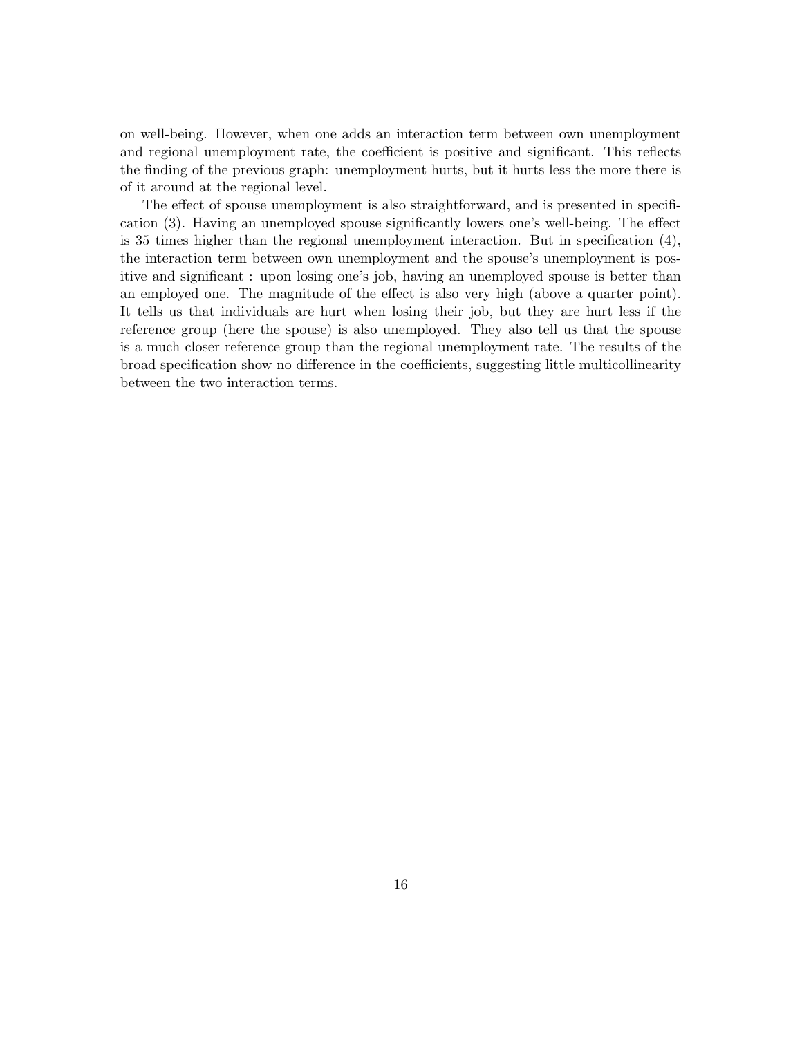on well-being. However, when one adds an interaction term between own unemployment and regional unemployment rate, the coefficient is positive and significant. This reflects the finding of the previous graph: unemployment hurts, but it hurts less the more there is of it around at the regional level.

The effect of spouse unemployment is also straightforward, and is presented in specification (3). Having an unemployed spouse significantly lowers one's well-being. The effect is 35 times higher than the regional unemployment interaction. But in specification (4), the interaction term between own unemployment and the spouse's unemployment is positive and significant : upon losing one's job, having an unemployed spouse is better than an employed one. The magnitude of the effect is also very high (above a quarter point). It tells us that individuals are hurt when losing their job, but they are hurt less if the reference group (here the spouse) is also unemployed. They also tell us that the spouse is a much closer reference group than the regional unemployment rate. The results of the broad specification show no difference in the coefficients, suggesting little multicollinearity between the two interaction terms.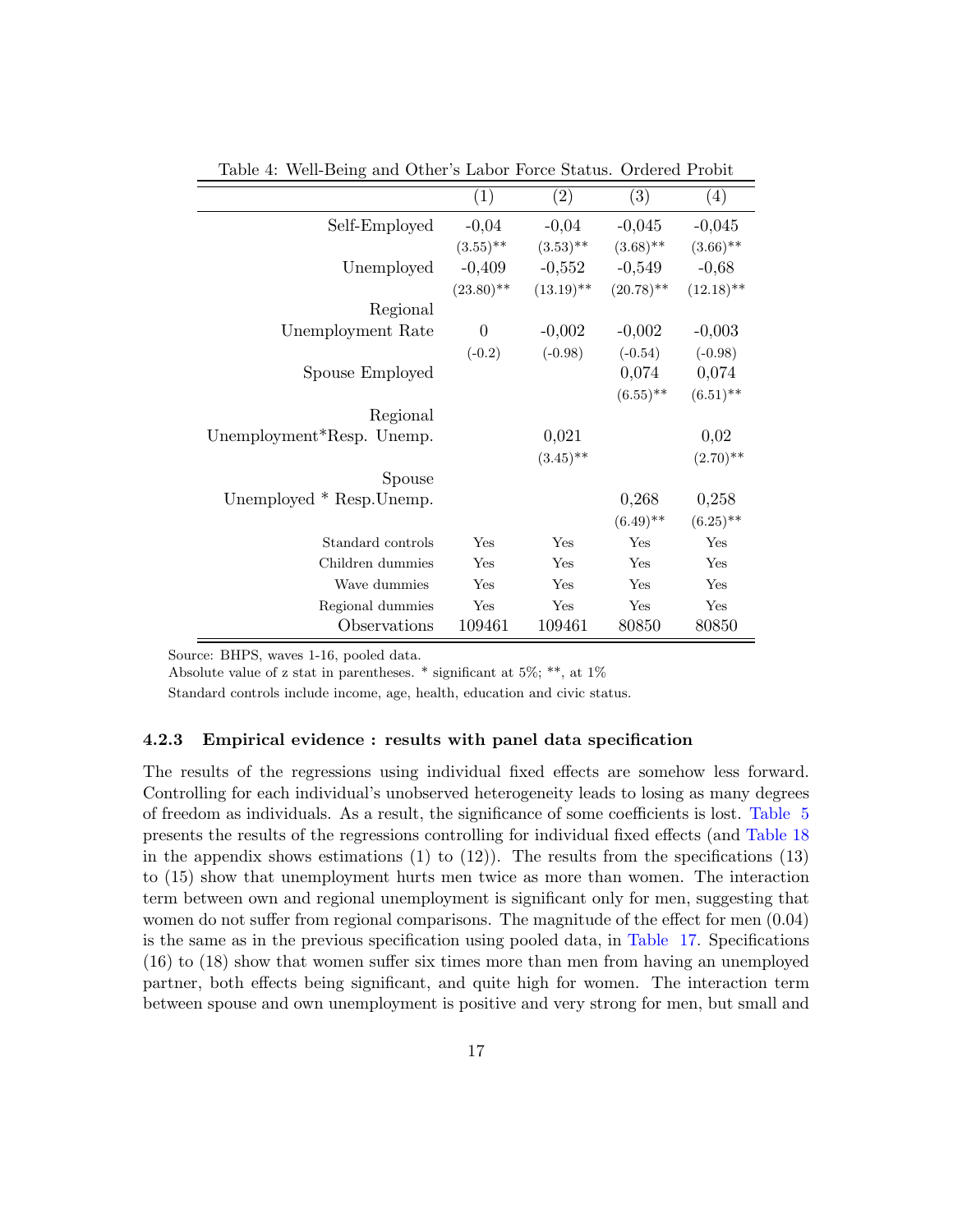Table 4: Well-Being and Other's Labor Force Status. Ordered Probit

| | (1) | (2) | (3) | (4) |
|---|---|---|---|---|
| Self-Employed | -0,04 | -0,04 | -0,045 | -0,045 |
| | (3.55)** | (3.53)** | (3.68)** | (3.66)** |
| Unemployed | -0,409 | -0,552 | -0,549 | -0,68 |
| | (23.80)** | (13.19)** | (20.78)** | (12.18)** |
| Regional Unemployment Rate | 0 | -0,002 | -0,002 | -0,003 |
| | (-0.2) | (-0.98) | (-0.54) | (-0.98) |
| Spouse Employed | | | 0,074 | 0,074 |
| | | | (6.55)** | (6.51)** |
| Regional Unemployment*Resp. Unemp. | | 0,021 | | 0,02 |
| | | (3.45)** | | (2.70)** |
| Spouse Unemployed * Resp.Unemp. | | | 0,268 | 0,258 |
| | | | (6.49)** | (6.25)** |
| Standard controls | Yes | Yes | Yes | Yes |
| Children dummies | Yes | Yes | Yes | Yes |
| Wave dummies | Yes | Yes | Yes | Yes |
| Regional dummies | Yes | Yes | Yes | Yes |
| Observations | 109461 | 109461 | 80850 | 80850 |

Source: BHPS, waves 1-16, pooled data.

Absolute value of z stat in parentheses. * significant at 5%; **, at 1%

Standard controls include income, age, health, education and civic status.

#### 4.2.3 Empirical evidence : results with panel data specification

The results of the regressions using individual fixed effects are somehow less forward. Controlling for each individual's unobserved heterogeneity leads to losing as many degrees of freedom as individuals. As a result, the significance of some coefficients is lost. Table 5 presents the results of the regressions controlling for individual fixed effects (and Table 18 in the appendix shows estimations (1) to (12)). The results from the specifications (13) to (15) show that unemployment hurts men twice as more than women. The interaction term between own and regional unemployment is significant only for men, suggesting that women do not suffer from regional comparisons. The magnitude of the effect for men (0.04) is the same as in the previous specification using pooled data, in Table 17. Specifications (16) to (18) show that women suffer six times more than men from having an unemployed partner, both effects being significant, and quite high for women. The interaction term between spouse and own unemployment is positive and very strong for men, but small and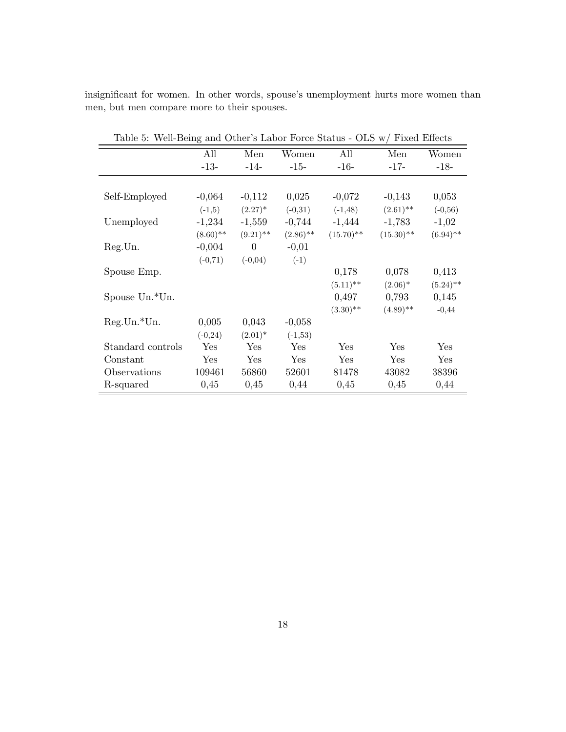insignificant for women. In other words, spouse's unemployment hurts more women than men, but men compare more to their spouses.

Table 5: Well-Being and Other's Labor Force Status - OLS w/ Fixed Effects

| | All | Men | Women | All | Men | Women |
|---|---|---|---|---|---|---|
| | -13- | -14- | -15- | -16- | -17- | -18- |
| Self-Employed | -0,064 | -0,112 | 0,025 | -0,072 | -0,143 | 0,053 |
| | (-1,5) | (2.27)* | (-0,31) | (-1,48) | (2.61)** | (-0,56) |
| Unemployed | -1,234 | -1,559 | -0,744 | -1,444 | -1,783 | -1,02 |
| | (8.60)** | (9.21)** | (2.86)** | (15.70)** | (15.30)** | (6.94)** |
| Reg.Un. | -0,004 | 0 | -0,01 | | | |
| | (-0,71) | (-0,04) | (-1) | | | |
| Spouse Emp. | | | | 0,178 | 0,078 | 0,413 |
| | | | | (5.11)** | (2.06)* | (5.24)** |
| Spouse Un.*Un. | | | | 0,497 | 0,793 | 0,145 |
| | | | | (3.30)** | (4.89)** | -0,44 |
| Reg.Un.*Un. | 0,005 | 0,043 | -0,058 | | | |
| | (-0,24) | (2.01)* | (-1,53) | | | |
| Standard controls | Yes | Yes | Yes | Yes | Yes | Yes |
| Constant | Yes | Yes | Yes | Yes | Yes | Yes |
| Observations | 109461 | 56860 | 52601 | 81478 | 43082 | 38396 |
| R-squared | 0,45 | 0,45 | 0,44 | 0,45 | 0,45 | 0,44 |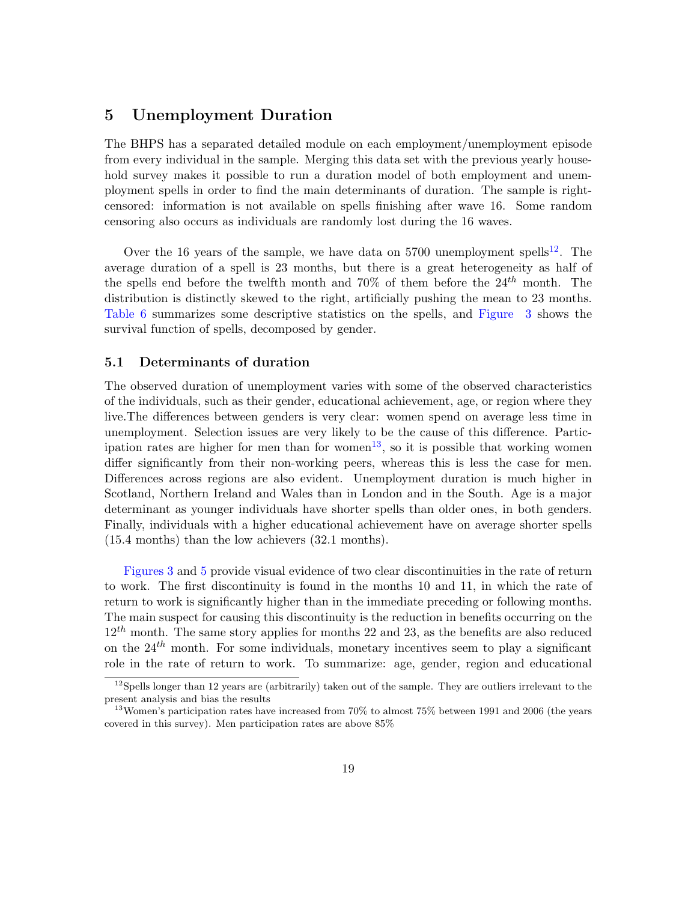# 5 Unemployment Duration

The BHPS has a separated detailed module on each employment/unemployment episode from every individual in the sample. Merging this data set with the previous yearly household survey makes it possible to run a duration model of both employment and unemployment spells in order to find the main determinants of duration. The sample is right-censored: information is not available on spells finishing after wave 16. Some random censoring also occurs as individuals are randomly lost during the 16 waves.

Over the 16 years of the sample, we have data on 5700 unemployment spells[12]. The average duration of a spell is 23 months, but there is a great heterogeneity as half of the spells end before the twelfth month and 70% of them before the $24^{th}$ month. The distribution is distinctly skewed to the right, artificially pushing the mean to 23 months. Table 6 summarizes some descriptive statistics on the spells, and Figure 3 shows the survival function of spells, decomposed by gender.

## 5.1 Determinants of duration

The observed duration of unemployment varies with some of the observed characteristics of the individuals, such as their gender, educational achievement, age, or region where they live.The differences between genders is very clear: women spend on average less time in unemployment. Selection issues are very likely to be the cause of this difference. Participation rates are higher for men than for women[13], so it is possible that working women differ significantly from their non-working peers, whereas this is less the case for men. Differences across regions are also evident. Unemployment duration is much higher in Scotland, Northern Ireland and Wales than in London and in the South. Age is a major determinant as younger individuals have shorter spells than older ones, in both genders. Finally, individuals with a higher educational achievement have on average shorter spells (15.4 months) than the low achievers (32.1 months).

Figures 3 and 5 provide visual evidence of two clear discontinuities in the rate of return to work. The first discontinuity is found in the months 10 and 11, in which the rate of return to work is significantly higher than in the immediate preceding or following months. The main suspect for causing this discontinuity is the reduction in benefits occurring on the $12^{th}$ month. The same story applies for months 22 and 23, as the benefits are also reduced on the $24^{th}$ month. For some individuals, monetary incentives seem to play a significant role in the rate of return to work. To summarize: age, gender, region and educational

[12] Spells longer than 12 years are (arbitrarily) taken out of the sample. They are outliers irrelevant to the present analysis and bias the results

[13] Women's participation rates have increased from 70% to almost 75% between 1991 and 2006 (the years covered in this survey). Men participation rates are above 85%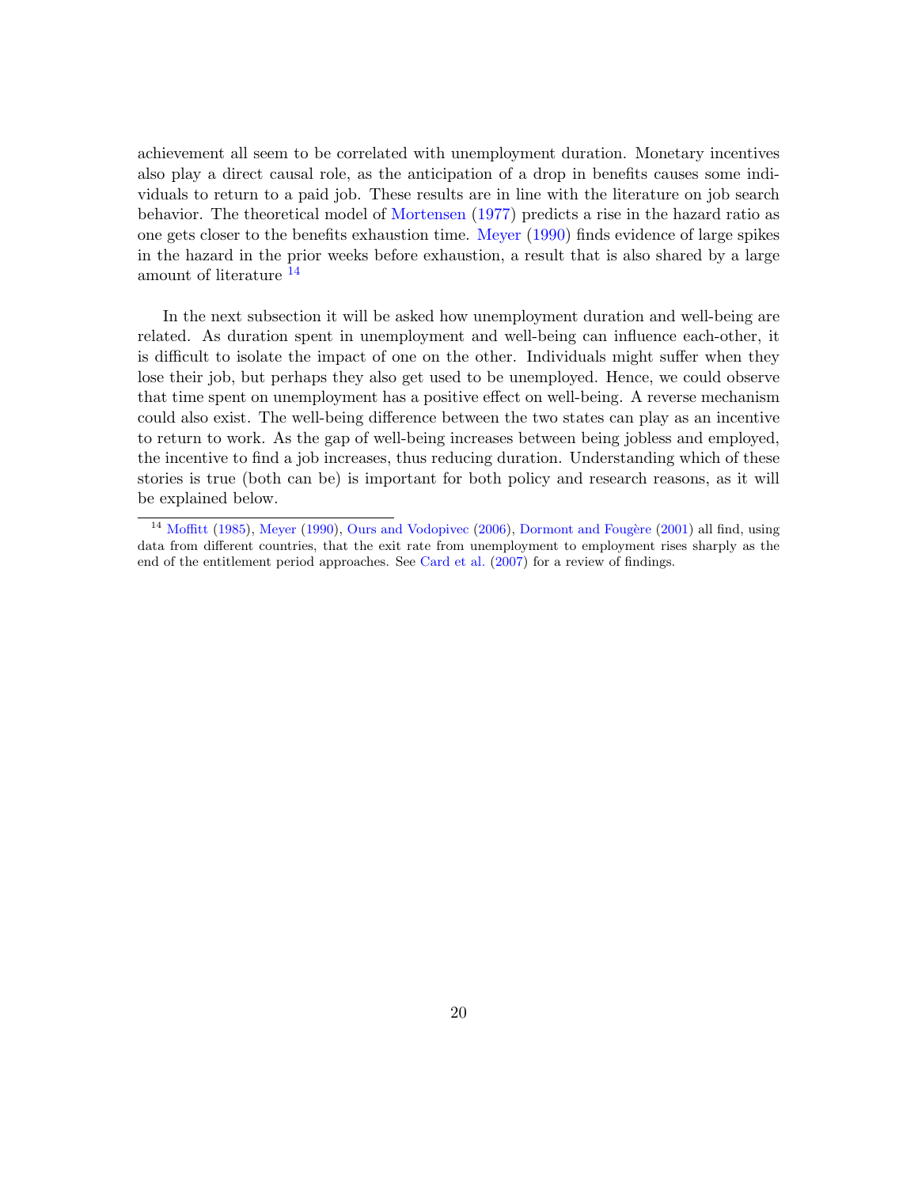achievement all seem to be correlated with unemployment duration. Monetary incentives also play a direct causal role, as the anticipation of a drop in benefits causes some individuals to return to a paid job. These results are in line with the literature on job search behavior. The theoretical model of Mortensen (1977) predicts a rise in the hazard ratio as one gets closer to the benefits exhaustion time. Meyer (1990) finds evidence of large spikes in the hazard in the prior weeks before exhaustion, a result that is also shared by a large amount of literature [14]

In the next subsection it will be asked how unemployment duration and well-being are related. As duration spent in unemployment and well-being can influence each-other, it is difficult to isolate the impact of one on the other. Individuals might suffer when they lose their job, but perhaps they also get used to be unemployed. Hence, we could observe that time spent on unemployment has a positive effect on well-being. A reverse mechanism could also exist. The well-being difference between the two states can play as an incentive to return to work. As the gap of well-being increases between being jobless and employed, the incentive to find a job increases, thus reducing duration. Understanding which of these stories is true (both can be) is important for both policy and research reasons, as it will be explained below.

[14] Moffitt (1985), Meyer (1990), Ours and Vodopivec (2006), Dormont and Fougère (2001) all find, using data from different countries, that the exit rate from unemployment to employment rises sharply as the end of the entitlement period approaches. See Card et al. (2007) for a review of findings.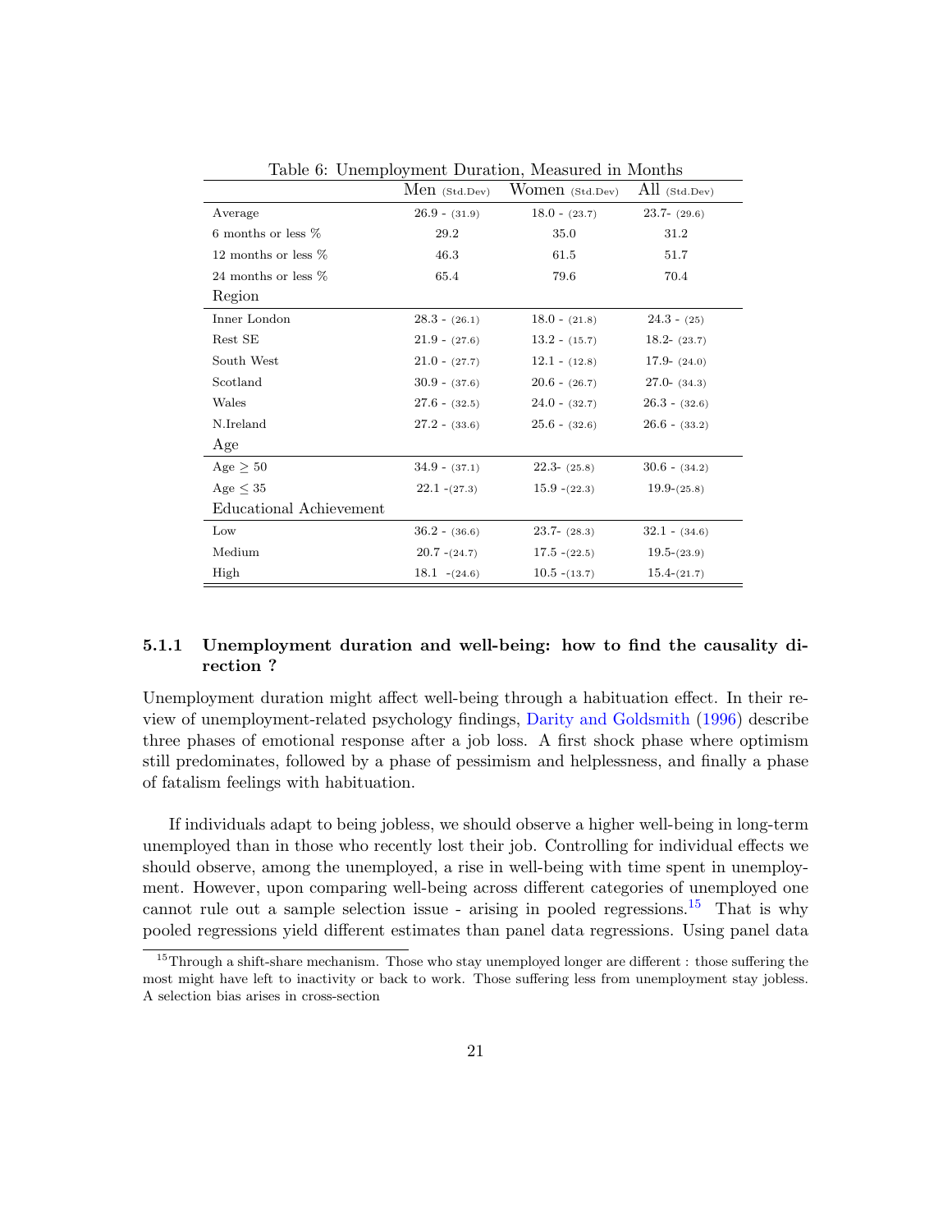Table 6: Unemployment Duration, Measured in Months

| | Men (Std.Dev) | Women (Std.Dev) | All (Std.Dev) |
|---|---|---|---|
| Average | 26.9 - (31.9) | 18.0 - (23.7) | 23.7- (29.6) |
| 6 months or less % | 29.2 | 35.0 | 31.2 |
| 12 months or less % | 46.3 | 61.5 | 51.7 |
| 24 months or less % | 65.4 | 79.6 | 70.4 |
| Region | | | |
| Inner London | 28.3 - (26.1) | 18.0 - (21.8) | 24.3 - (25) |
| Rest SE | 21.9 - (27.6) | 13.2 - (15.7) | 18.2- (23.7) |
| South West | 21.0 - (27.7) | 12.1 - (12.8) | 17.9- (24.0) |
| Scotland | 30.9 - (37.6) | 20.6 - (26.7) | 27.0- (34.3) |
| Wales | 27.6 - (32.5) | 24.0 - (32.7) | 26.3 - (32.6) |
| N.Ireland | 27.2 - (33.6) | 25.6 - (32.6) | 26.6 - (33.2) |
| Age | | | |
| Age $\geq 50$ | 34.9 - (37.1) | 22.3- (25.8) | 30.6 - (34.2) |
| Age $\leq 35$ | 22.1 -(27.3) | 15.9 -(22.3) | 19.9-(25.8) |
| Educational Achievement | | | |
| Low | 36.2 - (36.6) | 23.7- (28.3) | 32.1 - (34.6) |
| Medium | 20.7 -(24.7) | 17.5 -(22.5) | 19.5-(23.9) |
| High | 18.1 -(24.6) | 10.5 -(13.7) | 15.4-(21.7) |

### 5.1.1 Unemployment duration and well-being: how to find the causality direction ?

Unemployment duration might affect well-being through a habituation effect. In their review of unemployment-related psychology findings, Darity and Goldsmith (1996) describe three phases of emotional response after a job loss. A first shock phase where optimism still predominates, followed by a phase of pessimism and helplessness, and finally a phase of fatalism feelings with habituation.

If individuals adapt to being jobless, we should observe a higher well-being in long-term unemployed than in those who recently lost their job. Controlling for individual effects we should observe, among the unemployed, a rise in well-being with time spent in unemployment. However, upon comparing well-being across different categories of unemployed one cannot rule out a sample selection issue - arising in pooled regressions.[15] That is why pooled regressions yield different estimates than panel data regressions. Using panel data

[15] Through a shift-share mechanism. Those who stay unemployed longer are different : those suffering the most might have left to inactivity or back to work. Those suffering less from unemployment stay jobless. A selection bias arises in cross-section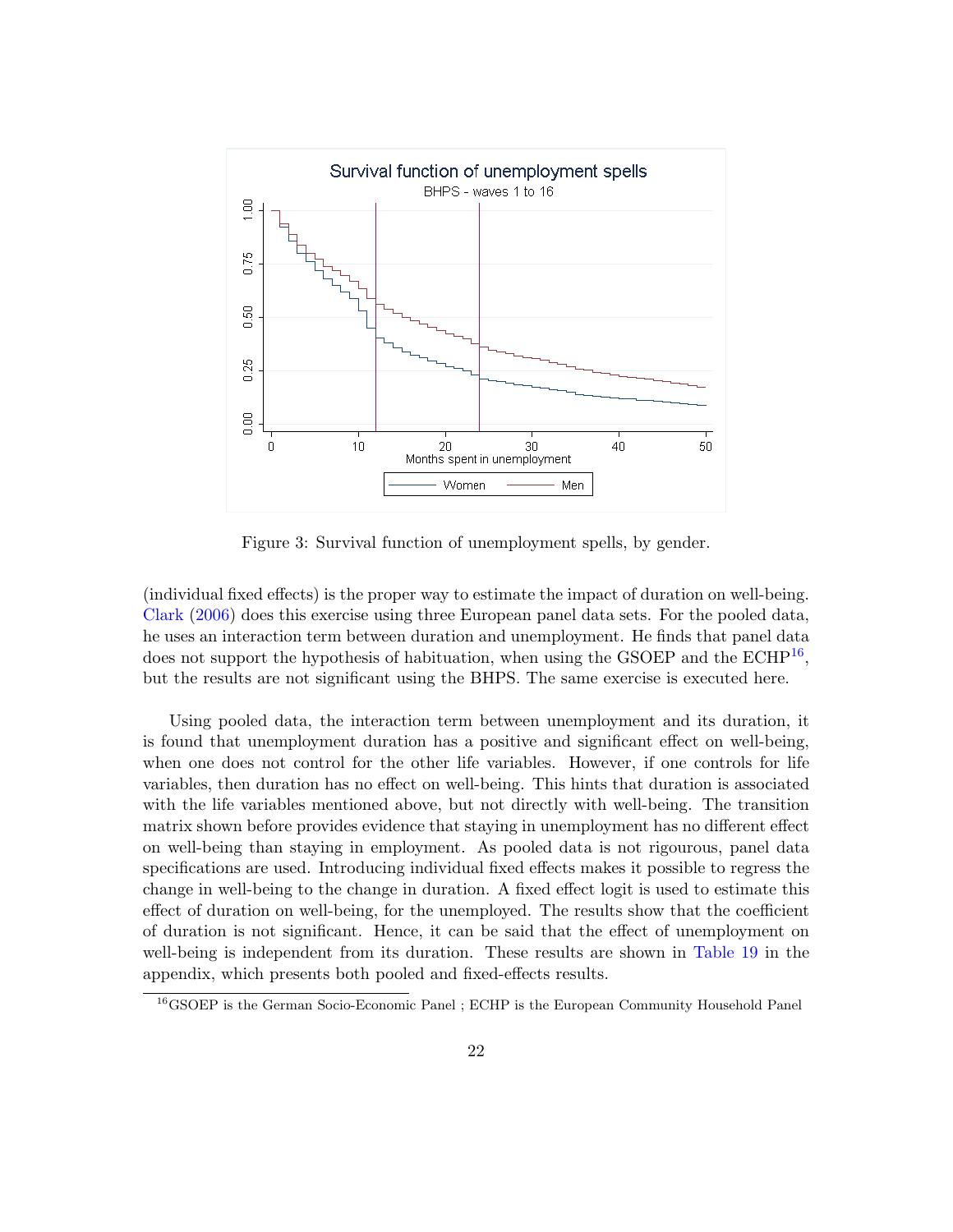Figure 3: Survival function of unemployment spells, by gender.

(individual fixed effects) is the proper way to estimate the impact of duration on well-being. Clark (2006) does this exercise using three European panel data sets. For the pooled data, he uses an interaction term between duration and unemployment. He finds that panel data does not support the hypothesis of habituation, when using the GSOEP and the ECHP[16], but the results are not significant using the BHPS. The same exercise is executed here.

Using pooled data, the interaction term between unemployment and its duration, it is found that unemployment duration has a positive and significant effect on well-being, when one does not control for the other life variables. However, if one controls for life variables, then duration has no effect on well-being. This hints that duration is associated with the life variables mentioned above, but not directly with well-being. The transition matrix shown before provides evidence that staying in unemployment has no different effect on well-being than staying in employment. As pooled data is not rigourous, panel data specifications are used. Introducing individual fixed effects makes it possible to regress the change in well-being to the change in duration. A fixed effect logit is used to estimate this effect of duration on well-being, for the unemployed. The results show that the coefficient of duration is not significant. Hence, it can be said that the effect of unemployment on well-being is independent from its duration. These results are shown in Table 19 in the appendix, which presents both pooled and fixed-effects results.

[16] GSOEP is the German Socio-Economic Panel ; ECHP is the European Community Household Panel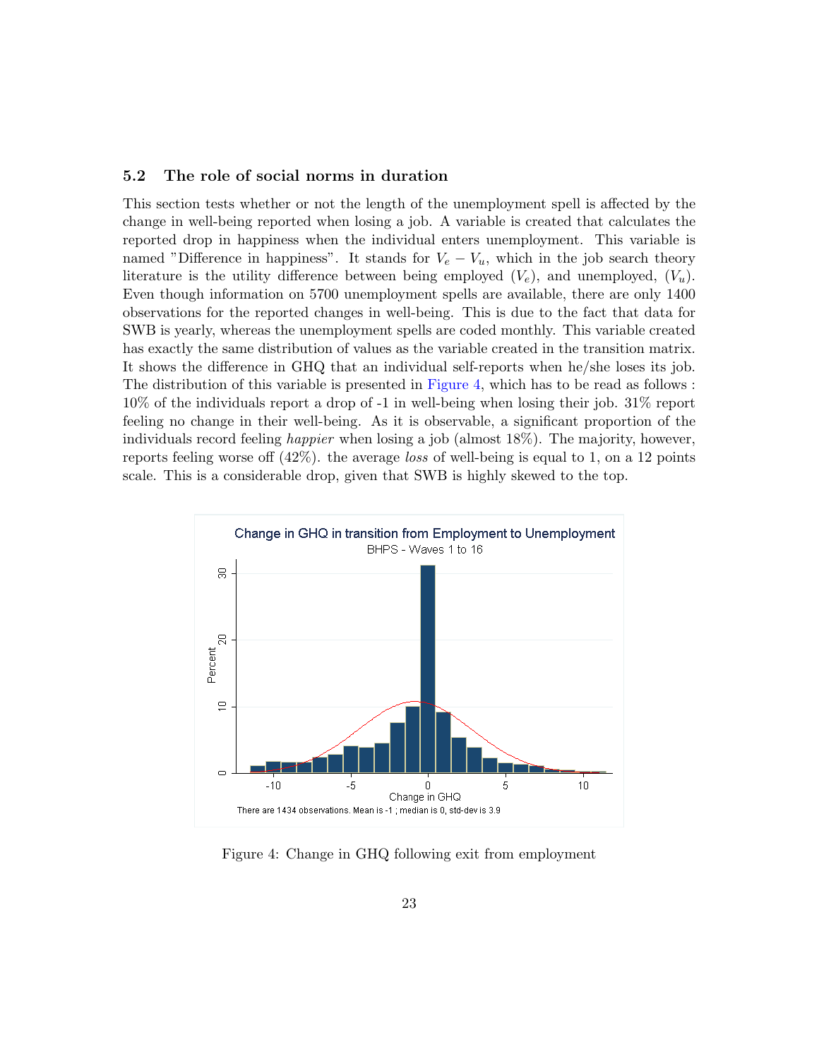### 5.2 The role of social norms in duration

This section tests whether or not the length of the unemployment spell is affected by the change in well-being reported when losing a job. A variable is created that calculates the reported drop in happiness when the individual enters unemployment. This variable is named "Difference in happiness". It stands for $V_e - V_u$, which in the job search theory literature is the utility difference between being employed ($V_e$), and unemployed, ($V_u$). Even though information on 5700 unemployment spells are available, there are only 1400 observations for the reported changes in well-being. This is due to the fact that data for SWB is yearly, whereas the unemployment spells are coded monthly. This variable created has exactly the same distribution of values as the variable created in the transition matrix. It shows the difference in GHQ that an individual self-reports when he/she loses its job. The distribution of this variable is presented in Figure 4, which has to be read as follows : 10% of the individuals report a drop of -1 in well-being when losing their job. 31% report feeling no change in their well-being. As it is observable, a significant proportion of the individuals record feeling *happier* when losing a job (almost 18%). The majority, however, reports feeling worse off (42%). the average *loss* of well-being is equal to 1, on a 12 points scale. This is a considerable drop, given that SWB is highly skewed to the top.

Figure 4: Change in GHQ following exit from employment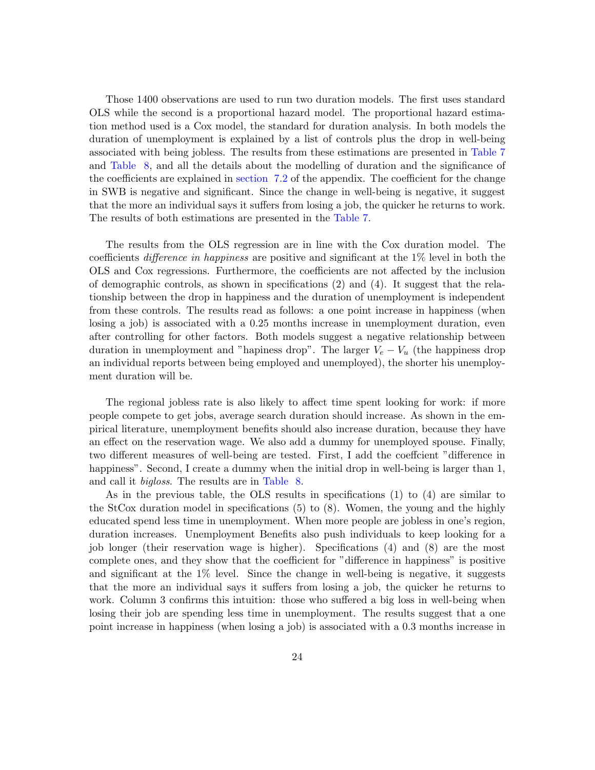Those 1400 observations are used to run two duration models. The first uses standard OLS while the second is a proportional hazard model. The proportional hazard estimation method used is a Cox model, the standard for duration analysis. In both models the duration of unemployment is explained by a list of controls plus the drop in well-being associated with being jobless. The results from these estimations are presented in Table 7 and Table 8, and all the details about the modelling of duration and the significance of the coefficients are explained in section 7.2 of the appendix. The coefficient for the change in SWB is negative and significant. Since the change in well-being is negative, it suggest that the more an individual says it suffers from losing a job, the quicker he returns to work. The results of both estimations are presented in the Table 7.

The results from the OLS regression are in line with the Cox duration model. The coefficients *difference in happiness* are positive and significant at the 1% level in both the OLS and Cox regressions. Furthermore, the coefficients are not affected by the inclusion of demographic controls, as shown in specifications (2) and (4). It suggest that the relationship between the drop in happiness and the duration of unemployment is independent from these controls. The results read as follows: a one point increase in happiness (when losing a job) is associated with a 0.25 months increase in unemployment duration, even after controlling for other factors. Both models suggest a negative relationship between duration in unemployment and "hapiness drop". The larger $V_e - V_u$ (the happiness drop an individual reports between being employed and unemployed), the shorter his unemployment duration will be.

The regional jobless rate is also likely to affect time spent looking for work: if more people compete to get jobs, average search duration should increase. As shown in the empirical literature, unemployment benefits should also increase duration, because they have an effect on the reservation wage. We also add a dummy for unemployed spouse. Finally, two different measures of well-being are tested. First, I add the coeffcient "difference in happiness". Second, I create a dummy when the initial drop in well-being is larger than 1, and call it *bigloss*. The results are in Table 8.

As in the previous table, the OLS results in specifications (1) to (4) are similar to the StCox duration model in specifications (5) to (8). Women, the young and the highly educated spend less time in unemployment. When more people are jobless in one's region, duration increases. Unemployment Benefits also push individuals to keep looking for a job longer (their reservation wage is higher). Specifications (4) and (8) are the most complete ones, and they show that the coefficient for "difference in happiness" is positive and significant at the 1% level. Since the change in well-being is negative, it suggests that the more an individual says it suffers from losing a job, the quicker he returns to work. Column 3 confirms this intuition: those who suffered a big loss in well-being when losing their job are spending less time in unemployment. The results suggest that a one point increase in happiness (when losing a job) is associated with a 0.3 months increase in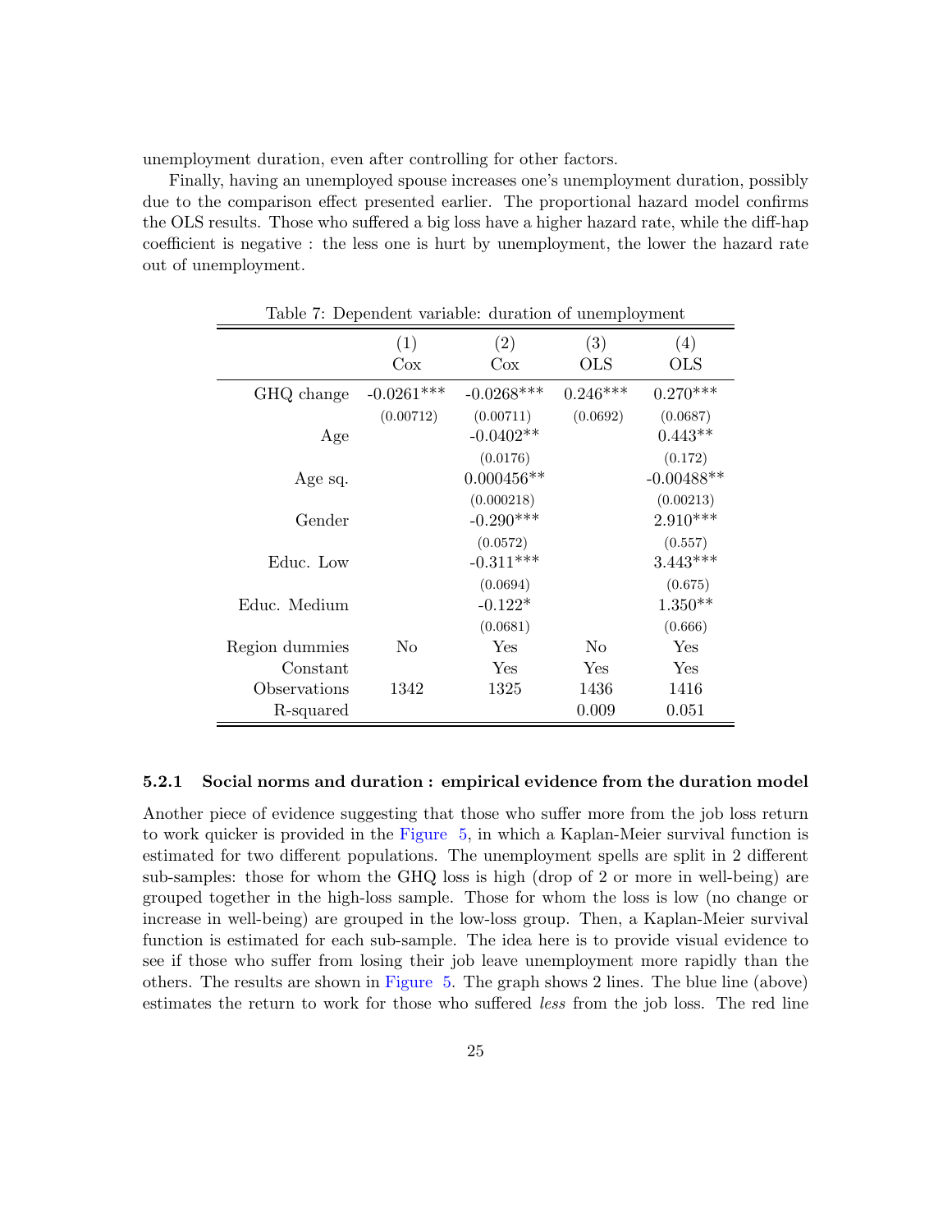unemployment duration, even after controlling for other factors.

Finally, having an unemployed spouse increases one's unemployment duration, possibly due to the comparison effect presented earlier. The proportional hazard model confirms the OLS results. Those who suffered a big loss have a higher hazard rate, while the diff-hap coefficient is negative : the less one is hurt by unemployment, the lower the hazard rate out of unemployment.

Table 7: Dependent variable: duration of unemployment

| | (1) Cox | (2) Cox | (3) OLS | (4) OLS |
|---|---|---|---|---|
| GHQ change | -0.0261*** | -0.0268*** | 0.246*** | 0.270*** |
| | (0.00712) | (0.00711) | (0.0692) | (0.0687) |
| Age | | -0.0402** | | 0.443** |
| | | (0.0176) | | (0.172) |
| Age sq. | | 0.000456** | | -0.00488** |
| | | (0.000218) | | (0.00213) |
| Gender | | -0.290*** | | 2.910*** |
| | | (0.0572) | | (0.557) |
| Educ. Low | | -0.311*** | | 3.443*** |
| | | (0.0694) | | (0.675) |
| Educ. Medium | | -0.122* | | 1.350** |
| | | (0.0681) | | (0.666) |
| Region dummies | No | Yes | No | Yes |
| Constant | | Yes | Yes | Yes |
| Observations | 1342 | 1325 | 1436 | 1416 |
| R-squared | | | 0.009 | 0.051 |

#### 5.2.1 Social norms and duration : empirical evidence from the duration model

Another piece of evidence suggesting that those who suffer more from the job loss return to work quicker is provided in the Figure 5, in which a Kaplan-Meier survival function is estimated for two different populations. The unemployment spells are split in 2 different sub-samples: those for whom the GHQ loss is high (drop of 2 or more in well-being) are grouped together in the high-loss sample. Those for whom the loss is low (no change or increase in well-being) are grouped in the low-loss group. Then, a Kaplan-Meier survival function is estimated for each sub-sample. The idea here is to provide visual evidence to see if those who suffer from losing their job leave unemployment more rapidly than the others. The results are shown in Figure 5. The graph shows 2 lines. The blue line (above) estimates the return to work for those who suffered *less* from the job loss. The red line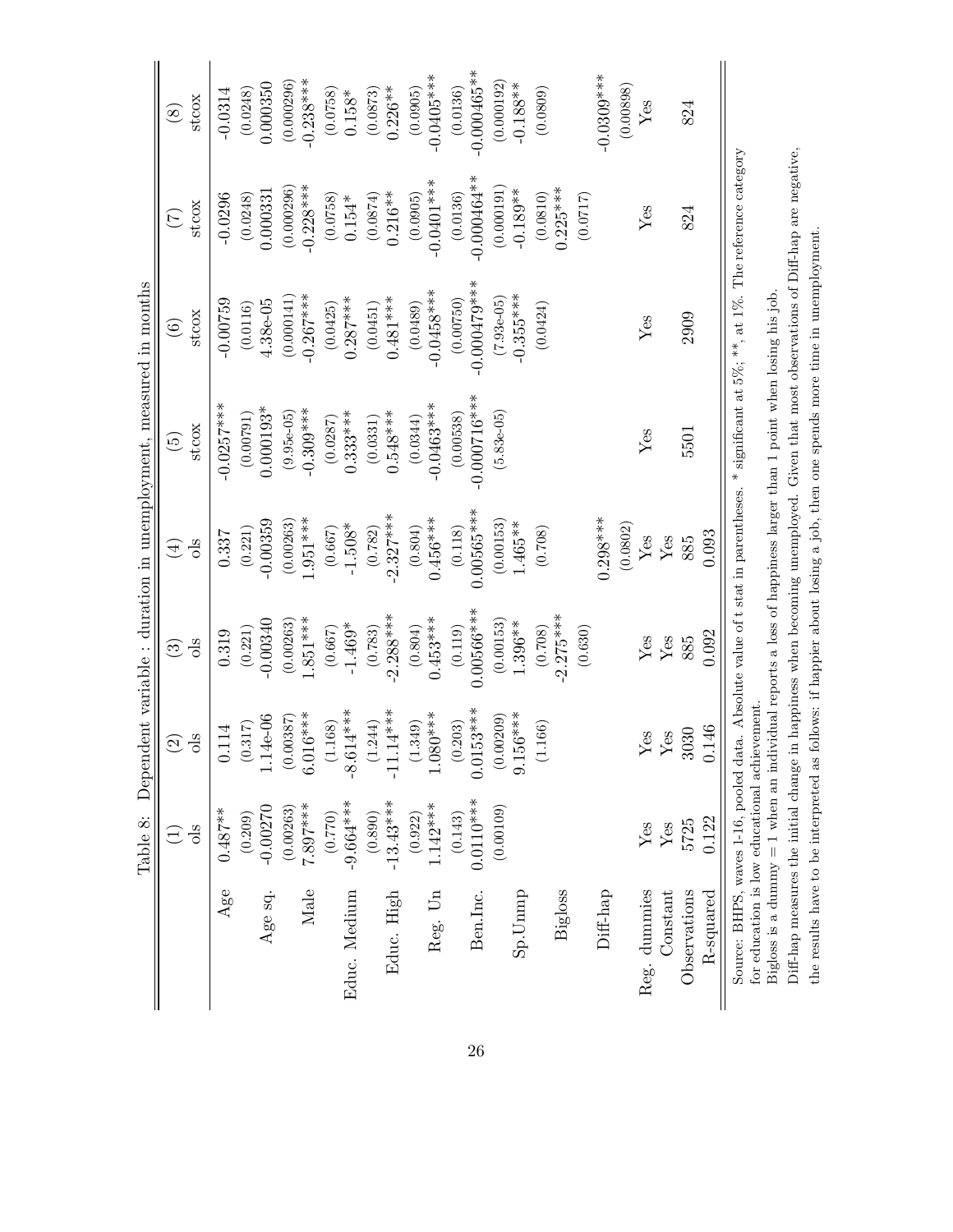Table 8: Dependent variable : duration in unemployment, measured in months

| | (1) ols | (2) ols | (3) ols | (4) ols | (5) stcox | (6) stcox | (7) stcox | (8) stcox |
|---|---|---|---|---|---|---|---|---|
| Age | 0.487** | 0.114 | 0.319 | 0.337 | -0.0257*** | -0.00759 | -0.0296 | -0.0314 |
| | (0.209) | (0.317) | (0.221) | (0.221) | (0.00791) | (0.0116) | (0.0248) | (0.0248) |
| Age sq. | -0.00270 | 1.14e-06 | -0.00340 | -0.00359 | 0.000193* | 4.38e-05 | 0.000331 | 0.000350 |
| | (0.00263) | (0.00387) | (0.00263) | (0.00263) | (9.95e-05) | (0.000141) | (0.000296) | (0.000296) |
| Male | 7.897*** | 6.016*** | 1.851*** | 1.951*** | -0.309*** | -0.267*** | -0.228*** | -0.238*** |
| | (0.770) | (1.168) | (0.667) | (0.667) | (0.0287) | (0.0425) | (0.0758) | (0.0758) |
| Educ. Medium | -9.664*** | -8.614*** | -1.469* | -1.508* | 0.333*** | 0.287*** | 0.154* | 0.158* |
| | (0.890) | (1.244) | (0.783) | (0.782) | (0.0331) | (0.0451) | (0.0874) | (0.0873) |
| Educ. High | -13.43*** | -11.14*** | -2.288*** | -2.327*** | 0.548*** | 0.481*** | 0.216** | 0.226** |
| | (0.922) | (1.349) | (0.804) | (0.804) | (0.0344) | (0.0489) | (0.0905) | (0.0905) |
| Reg. Un | 1.142*** | 1.080*** | 0.453*** | 0.456*** | -0.0463*** | -0.0458*** | -0.0401*** | -0.0405*** |
| | (0.143) | (0.203) | (0.119) | (0.118) | (0.00538) | (0.00750) | (0.0136) | (0.0136) |
| Ben.Inc. | 0.0110*** | 0.0153*** | 0.00566*** | 0.00565*** | -0.000716*** | -0.000479*** | -0.000464** | -0.000465** |
| | (0.00109) | (0.00209) | (0.00153) | (0.00153) | (5.83e-05) | (7.93e-05) | (0.000191) | (0.000192) |
| Sp.Unmp | | 9.156*** | 1.396** | 1.465** | | -0.355*** | -0.189** | -0.188** |
| | | (1.166) | (0.708) | (0.708) | | (0.0424) | (0.0810) | (0.0809) |
| Bigloss | | | -2.275*** | | | | 0.225*** | |
| | | | (0.630) | | | | (0.0717) | |
| Diff-hap | | | | 0.298*** | | | | -0.0309*** |
| | | | | (0.0802) | | | | (0.00898) |
| Reg. dummies | Yes | Yes | Yes | Yes | Yes | Yes | Yes | Yes |
| Constant | Yes | Yes | Yes | Yes | | | | |
| Observations | 5725 | 3030 | 885 | 885 | 5501 | 2909 | 824 | 824 |
| R-squared | 0.122 | 0.146 | 0.092 | 0.093 | | | | |

Source: BHPS, waves 1-16, pooled data. Absolute value of t stat in parentheses. * significant at 5%; **, at 1%. The reference category for education is low educational achievement.

Bigloss is a dummy = 1 when an individual reports a loss of happiness larger than 1 point when losing his job.

Diff-hap measures the initial change in happiness when becoming unemployed. Given that most observations of Diff-hap are negative, the results have to be interpreted as follows: if happier about losing a job, then one spends more time in unemployment.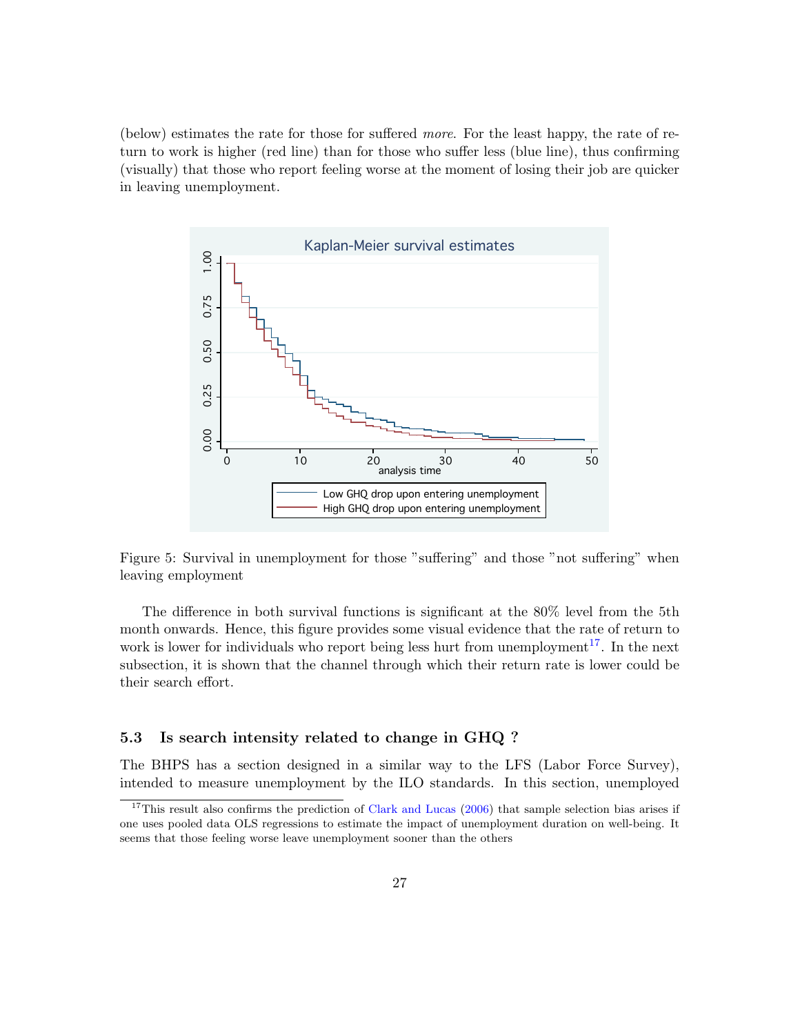(below) estimates the rate for those for suffered *more*. For the least happy, the rate of return to work is higher (red line) than for those who suffer less (blue line), thus confirming (visually) that those who report feeling worse at the moment of losing their job are quicker in leaving unemployment.

Figure 5: Survival in unemployment for those "suffering" and those "not suffering" when leaving employment

The difference in both survival functions is significant at the 80% level from the 5th month onwards. Hence, this figure provides some visual evidence that the rate of return to work is lower for individuals who report being less hurt from unemployment[17]. In the next subsection, it is shown that the channel through which their return rate is lower could be their search effort.

### 5.3 Is search intensity related to change in GHQ ?

The BHPS has a section designed in a similar way to the LFS (Labor Force Survey), intended to measure unemployment by the ILO standards. In this section, unemployed

[17] This result also confirms the prediction of Clark and Lucas (2006) that sample selection bias arises if one uses pooled data OLS regressions to estimate the impact of unemployment duration on well-being. It seems that those feeling worse leave unemployment sooner than the others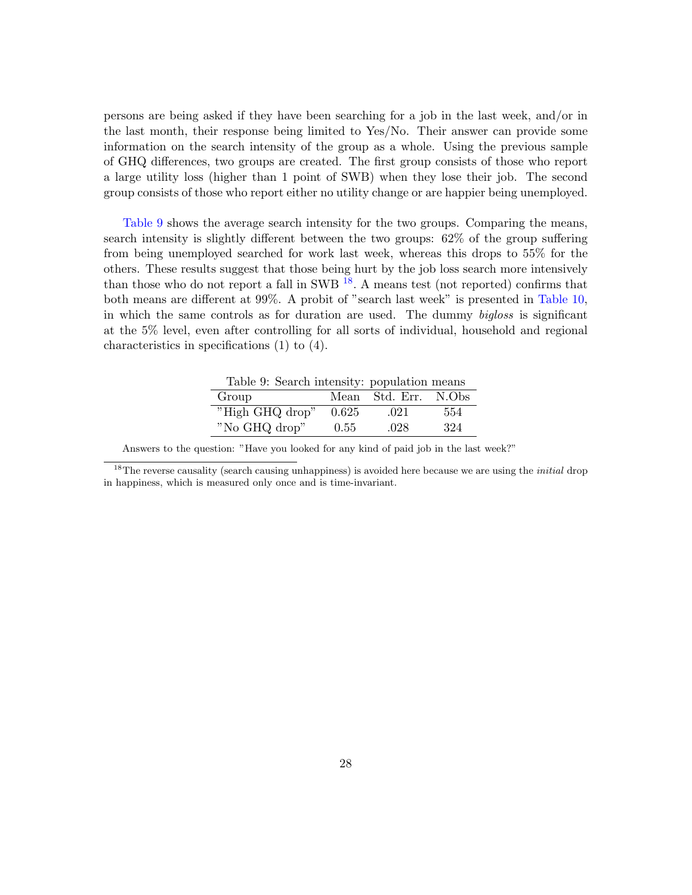persons are being asked if they have been searching for a job in the last week, and/or in the last month, their response being limited to Yes/No. Their answer can provide some information on the search intensity of the group as a whole. Using the previous sample of GHQ differences, two groups are created. The first group consists of those who report a large utility loss (higher than 1 point of SWB) when they lose their job. The second group consists of those who report either no utility change or are happier being unemployed.

Table 9 shows the average search intensity for the two groups. Comparing the means, search intensity is slightly different between the two groups: 62% of the group suffering from being unemployed searched for work last week, whereas this drops to 55% for the others. These results suggest that those being hurt by the job loss search more intensively than those who do not report a fall in SWB [18]. A means test (not reported) confirms that both means are different at 99%. A probit of "search last week" is presented in Table 10, in which the same controls as for duration are used. The dummy *bigloss* is significant at the 5% level, even after controlling for all sorts of individual, household and regional characteristics in specifications (1) to (4).

Table 9: Search intensity: population means

| Group | Mean | Std. Err. | N.Obs |
|---|---|---|---|
| "High GHQ drop" | 0.625 | .021 | 554 |
| "No GHQ drop" | 0.55 | .028 | 324 |

Answers to the question: "Have you looked for any kind of paid job in the last week?"

[18] The reverse causality (search causing unhappiness) is avoided here because we are using the *initial* drop in happiness, which is measured only once and is time-invariant.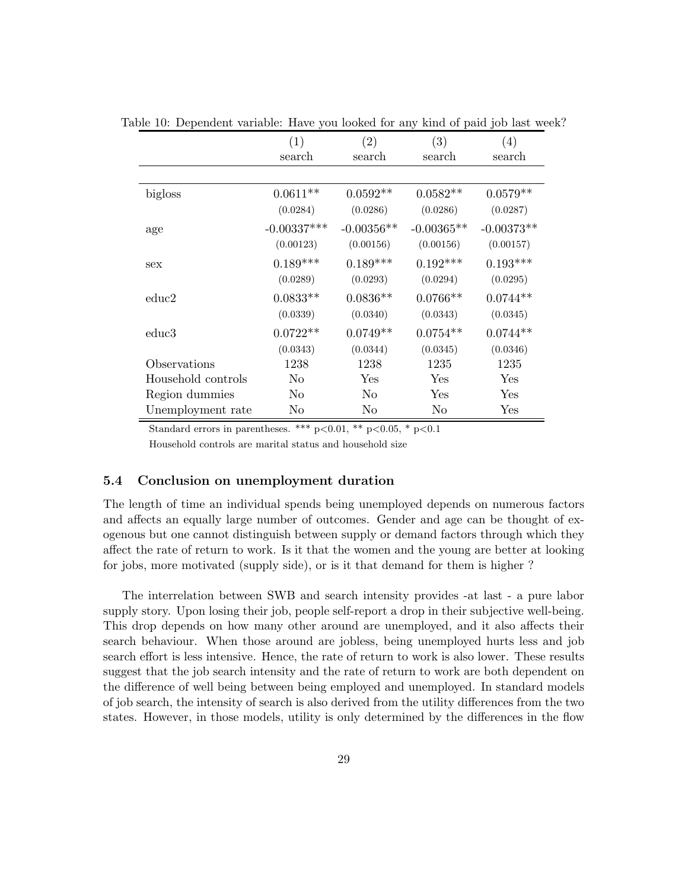Table 10: Dependent variable: Have you looked for any kind of paid job last week?

| | (1) | (2) | (3) | (4) |
|---|---|---|---|---|
| | search | search | search | search |
| bigloss | 0.0611** | 0.0592** | 0.0582** | 0.0579** |
| | (0.0284) | (0.0286) | (0.0286) | (0.0287) |
| age | -0.00337*** | -0.00356** | -0.00365** | -0.00373** |
| | (0.00123) | (0.00156) | (0.00156) | (0.00157) |
| sex | 0.189*** | 0.189*** | 0.192*** | 0.193*** |
| | (0.0289) | (0.0293) | (0.0294) | (0.0295) |
| educ2 | 0.0833** | 0.0836** | 0.0766** | 0.0744** |
| | (0.0339) | (0.0340) | (0.0343) | (0.0345) |
| educ3 | 0.0722** | 0.0749** | 0.0754** | 0.0744** |
| | (0.0343) | (0.0344) | (0.0345) | (0.0346) |
| Observations | 1238 | 1238 | 1235 | 1235 |
| Household controls | No | Yes | Yes | Yes |
| Region dummies | No | No | Yes | Yes |
| Unemployment rate | No | No | No | Yes |

Standard errors in parentheses. *** $p<0.01$, ** $p<0.05$, * $p<0.1$

Household controls are marital status and household size

### 5.4 Conclusion on unemployment duration

The length of time an individual spends being unemployed depends on numerous factors and affects an equally large number of outcomes. Gender and age can be thought of exogenous but one cannot distinguish between supply or demand factors through which they affect the rate of return to work. Is it that the women and the young are better at looking for jobs, more motivated (supply side), or is it that demand for them is higher ?

The interrelation between SWB and search intensity provides -at last - a pure labor supply story. Upon losing their job, people self-report a drop in their subjective well-being. This drop depends on how many other around are unemployed, and it also affects their search behaviour. When those around are jobless, being unemployed hurts less and job search effort is less intensive. Hence, the rate of return to work is also lower. These results suggest that the job search intensity and the rate of return to work are both dependent on the difference of well being between being employed and unemployed. In standard models of job search, the intensity of search is also derived from the utility differences from the two states. However, in those models, utility is only determined by the differences in the flow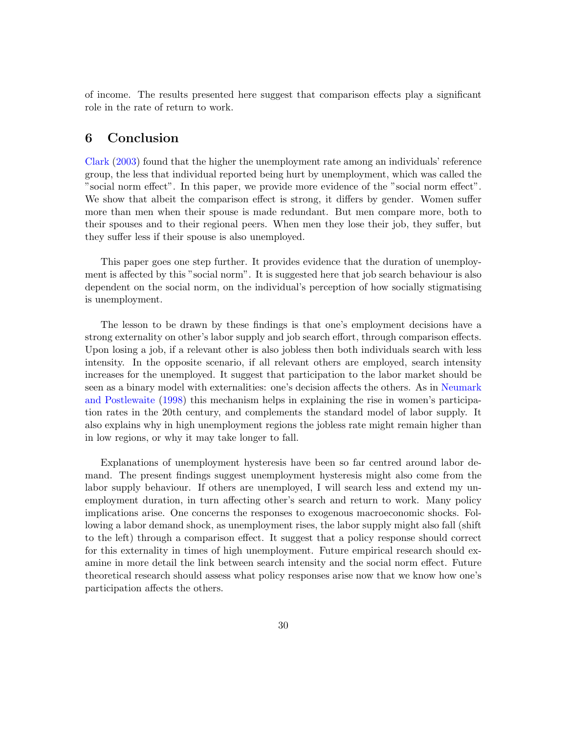of income. The results presented here suggest that comparison effects play a significant role in the rate of return to work.

## 6 Conclusion

Clark (2003) found that the higher the unemployment rate among an individuals' reference group, the less that individual reported being hurt by unemployment, which was called the "social norm effect". In this paper, we provide more evidence of the "social norm effect". We show that albeit the comparison effect is strong, it differs by gender. Women suffer more than men when their spouse is made redundant. But men compare more, both to their spouses and to their regional peers. When men they lose their job, they suffer, but they suffer less if their spouse is also unemployed.

This paper goes one step further. It provides evidence that the duration of unemployment is affected by this "social norm". It is suggested here that job search behaviour is also dependent on the social norm, on the individual's perception of how socially stigmatising is unemployment.

The lesson to be drawn by these findings is that one's employment decisions have a strong externality on other's labor supply and job search effort, through comparison effects. Upon losing a job, if a relevant other is also jobless then both individuals search with less intensity. In the opposite scenario, if all relevant others are employed, search intensity increases for the unemployed. It suggest that participation to the labor market should be seen as a binary model with externalities: one's decision affects the others. As in Neumark and Postlewaite (1998) this mechanism helps in explaining the rise in women's participation rates in the 20th century, and complements the standard model of labor supply. It also explains why in high unemployment regions the jobless rate might remain higher than in low regions, or why it may take longer to fall.

Explanations of unemployment hysteresis have been so far centred around labor demand. The present findings suggest unemployment hysteresis might also come from the labor supply behaviour. If others are unemployed, I will search less and extend my unemployment duration, in turn affecting other's search and return to work. Many policy implications arise. One concerns the responses to exogenous macroeconomic shocks. Following a labor demand shock, as unemployment rises, the labor supply might also fall (shift to the left) through a comparison effect. It suggest that a policy response should correct for this externality in times of high unemployment. Future empirical research should examine in more detail the link between search intensity and the social norm effect. Future theoretical research should assess what policy responses arise now that we know how one's participation affects the others.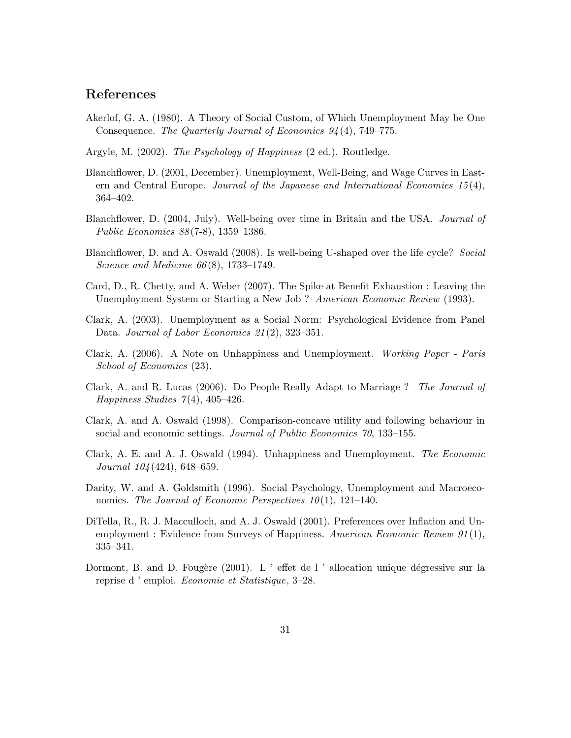## References

Akerlof, G. A. (1980). A Theory of Social Custom, of Which Unemployment May be One Consequence. *The Quarterly Journal of Economics 94*(4), 749–775.

Argyle, M. (2002). *The Psychology of Happiness* (2 ed.). Routledge.

Blanchflower, D. (2001, December). Unemployment, Well-Being, and Wage Curves in Eastern and Central Europe. *Journal of the Japanese and International Economies 15*(4), 364–402.

Blanchflower, D. (2004, July). Well-being over time in Britain and the USA. *Journal of Public Economics 88*(7-8), 1359–1386.

Blanchflower, D. and A. Oswald (2008). Is well-being U-shaped over the life cycle? *Social Science and Medicine 66*(8), 1733–1749.

Card, D., R. Chetty, and A. Weber (2007). The Spike at Benefit Exhaustion : Leaving the Unemployment System or Starting a New Job ? *American Economic Review* (1993).

Clark, A. (2003). Unemployment as a Social Norm: Psychological Evidence from Panel Data. *Journal of Labor Economics 21*(2), 323–351.

Clark, A. (2006). A Note on Unhappiness and Unemployment. *Working Paper - Paris School of Economics* (23).

Clark, A. and R. Lucas (2006). Do People Really Adapt to Marriage ? *The Journal of Happiness Studies 7*(4), 405–426.

Clark, A. and A. Oswald (1998). Comparison-concave utility and following behaviour in social and economic settings. *Journal of Public Economics 70*, 133–155.

Clark, A. E. and A. J. Oswald (1994). Unhappiness and Unemployment. *The Economic Journal 104*(424), 648–659.

Darity, W. and A. Goldsmith (1996). Social Psychology, Unemployment and Macroeconomics. *The Journal of Economic Perspectives 10*(1), 121–140.

DiTella, R., R. J. Macculloch, and A. J. Oswald (2001). Preferences over Inflation and Unemployment : Evidence from Surveys of Happiness. *American Economic Review 91*(1), 335–341.

Dormont, B. and D. Fougère (2001). L ' effet de l ' allocation unique dégressive sur la reprise d ' emploi. *Economie et Statistique*, 3–28.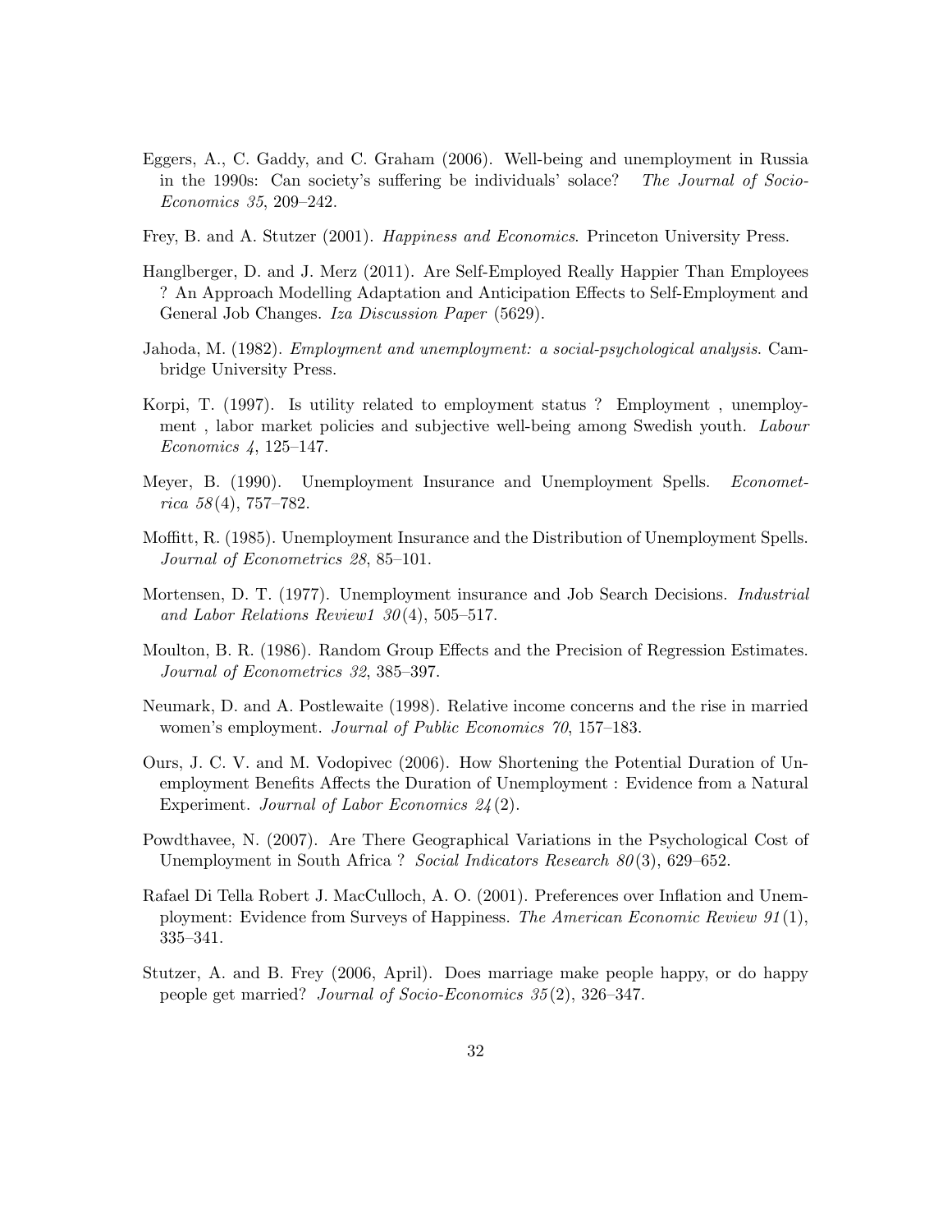Eggers, A., C. Gaddy, and C. Graham (2006). Well-being and unemployment in Russia in the 1990s: Can society's suffering be individuals' solace? *The Journal of Socio-Economics 35*, 209–242.

Frey, B. and A. Stutzer (2001). *Happiness and Economics*. Princeton University Press.

Hanglberger, D. and J. Merz (2011). Are Self-Employed Really Happier Than Employees ? An Approach Modelling Adaptation and Anticipation Effects to Self-Employment and General Job Changes. *Iza Discussion Paper* (5629).

Jahoda, M. (1982). *Employment and unemployment: a social-psychological analysis*. Cambridge University Press.

Korpi, T. (1997). Is utility related to employment status ? Employment , unemployment , labor market policies and subjective well-being among Swedish youth. *Labour Economics 4*, 125–147.

Meyer, B. (1990). Unemployment Insurance and Unemployment Spells. *Econometrica 58*(4), 757–782.

Moffitt, R. (1985). Unemployment Insurance and the Distribution of Unemployment Spells. *Journal of Econometrics 28*, 85–101.

Mortensen, D. T. (1977). Unemployment insurance and Job Search Decisions. *Industrial and Labor Relations Review1 30*(4), 505–517.

Moulton, B. R. (1986). Random Group Effects and the Precision of Regression Estimates. *Journal of Econometrics 32*, 385–397.

Neumark, D. and A. Postlewaite (1998). Relative income concerns and the rise in married women's employment. *Journal of Public Economics 70*, 157–183.

Ours, J. C. V. and M. Vodopivec (2006). How Shortening the Potential Duration of Unemployment Benefits Affects the Duration of Unemployment : Evidence from a Natural Experiment. *Journal of Labor Economics 24*(2).

Powdthavee, N. (2007). Are There Geographical Variations in the Psychological Cost of Unemployment in South Africa ? *Social Indicators Research 80*(3), 629–652.

Rafael Di Tella Robert J. MacCulloch, A. O. (2001). Preferences over Inflation and Unemployment: Evidence from Surveys of Happiness. *The American Economic Review 91*(1), 335–341.

Stutzer, A. and B. Frey (2006, April). Does marriage make people happy, or do happy people get married? *Journal of Socio-Economics 35*(2), 326–347.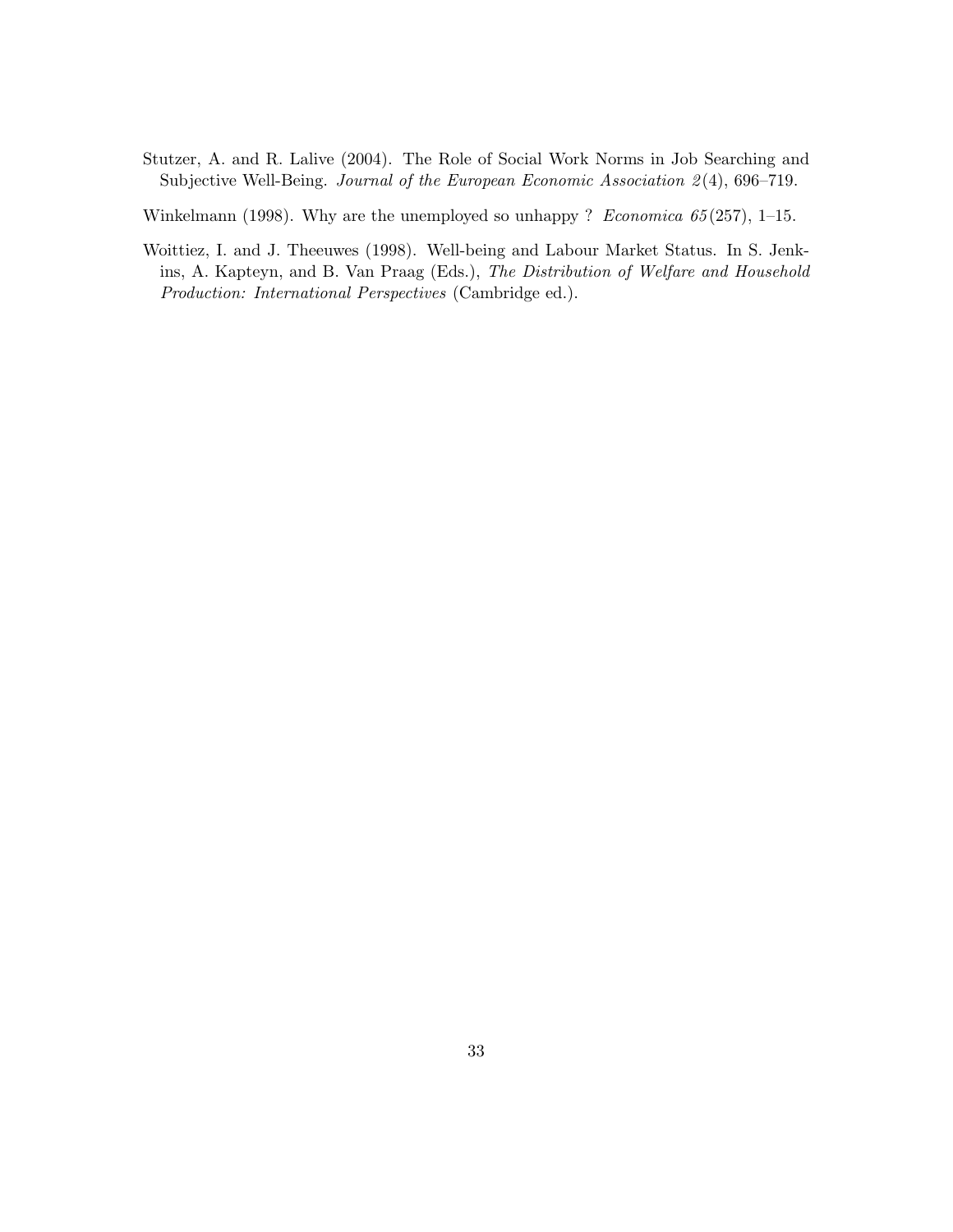Stutzer, A. and R. Lalive (2004). The Role of Social Work Norms in Job Searching and Subjective Well-Being. *Journal of the European Economic Association 2*(4), 696–719.

Winkelmann (1998). Why are the unemployed so unhappy ? *Economica 65*(257), 1–15.

Woittiez, I. and J. Theeuwes (1998). Well-being and Labour Market Status. In S. Jenkins, A. Kapteyn, and B. Van Praag (Eds.), *The Distribution of Welfare and Household Production: International Perspectives* (Cambridge ed.).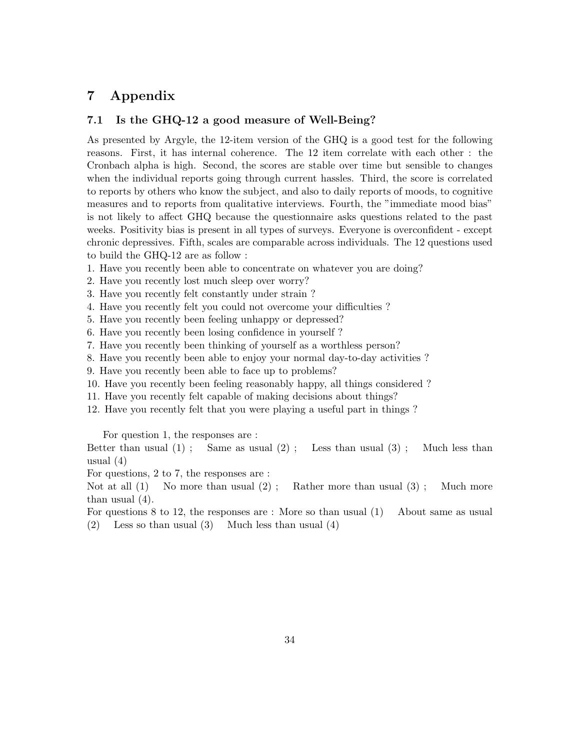# 7 Appendix

## 7.1 Is the GHQ-12 a good measure of Well-Being?

As presented by Argyle, the 12-item version of the GHQ is a good test for the following reasons. First, it has internal coherence. The 12 item correlate with each other : the Cronbach alpha is high. Second, the scores are stable over time but sensible to changes when the individual reports going through current hassles. Third, the score is correlated to reports by others who know the subject, and also to daily reports of moods, to cognitive measures and to reports from qualitative interviews. Fourth, the "immediate mood bias" is not likely to affect GHQ because the questionnaire asks questions related to the past weeks. Positivity bias is present in all types of surveys. Everyone is overconfident - except chronic depressives. Fifth, scales are comparable across individuals. The 12 questions used to build the GHQ-12 are as follow :

1. Have you recently been able to concentrate on whatever you are doing?
2. Have you recently lost much sleep over worry?
3. Have you recently felt constantly under strain ?
4. Have you recently felt you could not overcome your difficulties ?
5. Have you recently been feeling unhappy or depressed?
6. Have you recently been losing confidence in yourself ?
7. Have you recently been thinking of yourself as a worthless person?
8. Have you recently been able to enjoy your normal day-to-day activities ?
9. Have you recently been able to face up to problems?
10. Have you recently been feeling reasonably happy, all things considered ?
11. Have you recently felt capable of making decisions about things?
12. Have you recently felt that you were playing a useful part in things ?

For question 1, the responses are :
Better than usual (1) ; Same as usual (2) ; Less than usual (3) ; Much less than usual (4)
For questions, 2 to 7, the responses are :
Not at all (1) No more than usual (2) ; Rather more than usual (3) ; Much more than usual (4).
For questions 8 to 12, the responses are : More so than usual (1) About same as usual (2) Less so than usual (3) Much less than usual (4)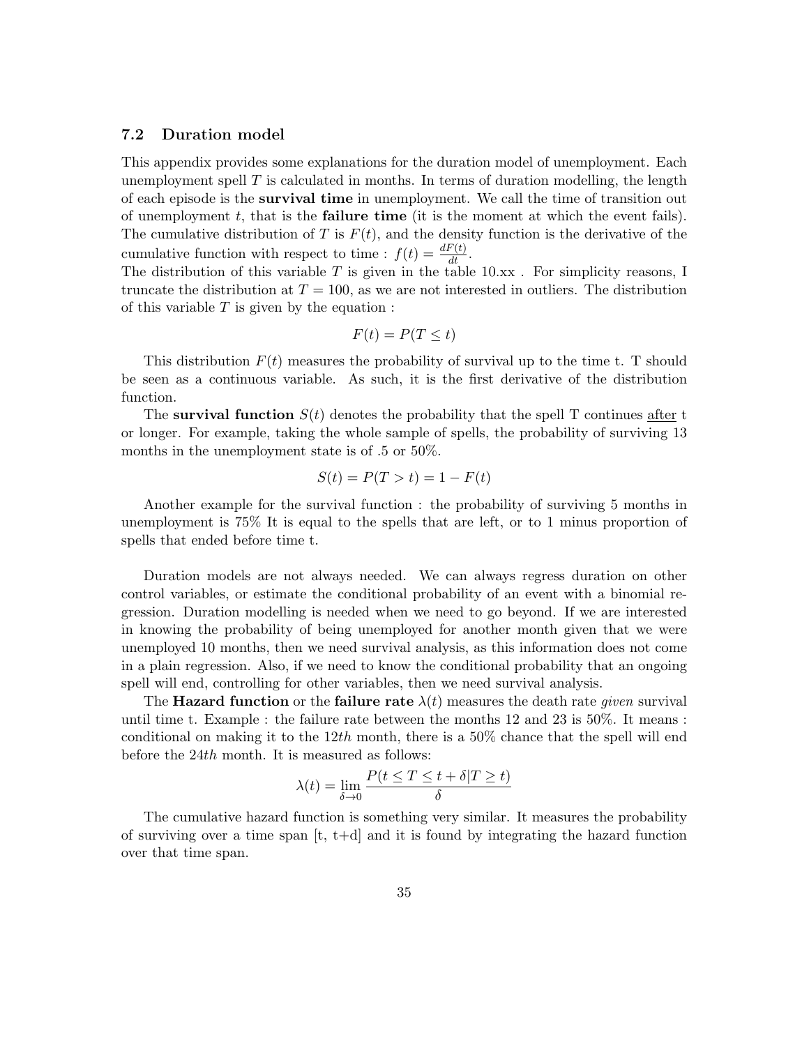### 7.2 Duration model

This appendix provides some explanations for the duration model of unemployment. Each unemployment spell $T$ is calculated in months. In terms of duration modelling, the length of each episode is the **survival time** in unemployment. We call the time of transition out of unemployment $t$, that is the **failure time** (it is the moment at which the event fails). The cumulative distribution of $T$ is $F(t)$, and the density function is the derivative of the cumulative function with respect to time : $f(t) = \frac{dF(t)}{dt}$.
The distribution of this variable $T$ is given in the table 10.xx . For simplicity reasons, I truncate the distribution at $T = 100$, as we are not interested in outliers. The distribution of this variable $T$ is given by the equation :

$$F(t) = P(T \leq t)$$

This distribution $F(t)$ measures the probability of survival up to the time t. T should be seen as a continuous variable. As such, it is the first derivative of the distribution function.

The **survival function** $S(t)$ denotes the probability that the spell T continues <u>after</u> t or longer. For example, taking the whole sample of spells, the probability of surviving 13 months in the unemployment state is of .5 or 50%.

$$S(t) = P(T > t) = 1 - F(t)$$

Another example for the survival function : the probability of surviving 5 months in unemployment is 75% It is equal to the spells that are left, or to 1 minus proportion of spells that ended before time t.

Duration models are not always needed. We can always regress duration on other control variables, or estimate the conditional probability of an event with a binomial regression. Duration modelling is needed when we need to go beyond. If we are interested in knowing the probability of being unemployed for another month given that we were unemployed 10 months, then we need survival analysis, as this information does not come in a plain regression. Also, if we need to know the conditional probability that an ongoing spell will end, controlling for other variables, then we need survival analysis.

The **Hazard function** or the **failure rate** $\lambda(t)$ measures the death rate *given* survival until time t. Example : the failure rate between the months 12 and 23 is 50%. It means : conditional on making it to the $12th$ month, there is a 50% chance that the spell will end before the $24th$ month. It is measured as follows:

$$\lambda(t) = \lim_{\delta \to 0} \frac{P(t \leq T \leq t + \delta | T \geq t)}{\delta}$$

The cumulative hazard function is something very similar. It measures the probability of surviving over a time span [t, t+d] and it is found by integrating the hazard function over that time span.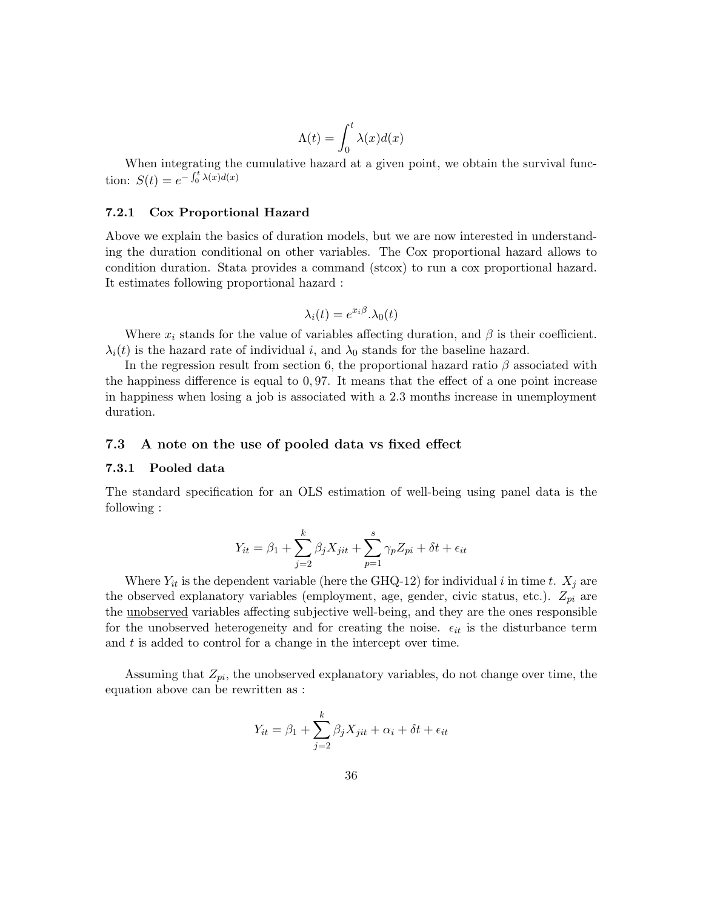$$\Lambda(t) = \int_0^t \lambda(x) d(x)$$

When integrating the cumulative hazard at a given point, we obtain the survival function: $S(t) = e^{-\int_0^t \lambda(x)d(x)}$

### 7.2.1 Cox Proportional Hazard

Above we explain the basics of duration models, but we are now interested in understanding the duration conditional on other variables. The Cox proportional hazard allows to condition duration. Stata provides a command (stcox) to run a cox proportional hazard. It estimates following proportional hazard :

$$\lambda_i(t) = e^{x_i \beta} . \lambda_0(t)$$

Where $x_i$ stands for the value of variables affecting duration, and $\beta$ is their coefficient. $\lambda_i(t)$ is the hazard rate of individual $i$, and $\lambda_0$ stands for the baseline hazard.

In the regression result from section 6, the proportional hazard ratio $\beta$ associated with the happiness difference is equal to $0,97$. It means that the effect of a one point increase in happiness when losing a job is associated with a 2.3 months increase in unemployment duration.

## 7.3 A note on the use of pooled data vs fixed effect

### 7.3.1 Pooled data

The standard specification for an OLS estimation of well-being using panel data is the following :

$$Y_{it} = \beta_1 + \sum_{j=2}^{k} \beta_j X_{jit} + \sum_{p=1}^{s} \gamma_p Z_{pi} + \delta t + \epsilon_{it}$$

Where $Y_{it}$ is the dependent variable (here the GHQ-12) for individual $i$ in time $t$. $X_j$ are the observed explanatory variables (employment, age, gender, civic status, etc.). $Z_{pi}$ are the unobserved variables affecting subjective well-being, and they are the ones responsible for the unobserved heterogeneity and for creating the noise. $\epsilon_{it}$ is the disturbance term and $t$ is added to control for a change in the intercept over time.

Assuming that $Z_{pi}$, the unobserved explanatory variables, do not change over time, the equation above can be rewritten as :

$$Y_{it} = \beta_1 + \sum_{j=2}^{k} \beta_j X_{jit} + \alpha_i + \delta t + \epsilon_{it}$$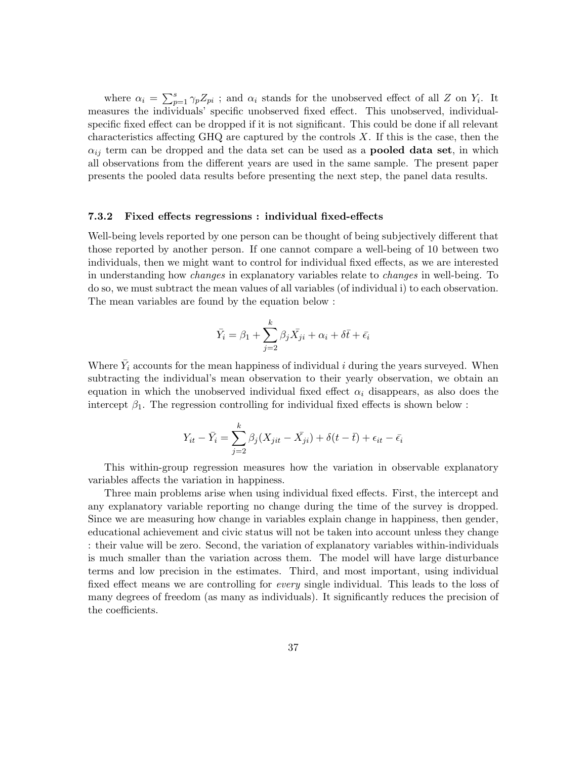where $\alpha_i = \sum_{p=1}^{s} \gamma_p Z_{pi}$ ; and $\alpha_i$ stands for the unobserved effect of all $Z$ on $Y_i$. It measures the individuals' specific unobserved fixed effect. This unobserved, individual-specific fixed effect can be dropped if it is not significant. This could be done if all relevant characteristics affecting GHQ are captured by the controls $X$. If this is the case, then the $\alpha_{ij}$ term can be dropped and the data set can be used as a **pooled data set**, in which all observations from the different years are used in the same sample. The present paper presents the pooled data results before presenting the next step, the panel data results.

### 7.3.2 Fixed effects regressions : individual fixed-effects

Well-being levels reported by one person can be thought of being subjectively different that those reported by another person. If one cannot compare a well-being of 10 between two individuals, then we might want to control for individual fixed effects, as we are interested in understanding how *changes* in explanatory variables relate to *changes* in well-being. To do so, we must subtract the mean values of all variables (of individual i) to each observation. The mean variables are found by the equation below :

$$\bar{Y_i} = \beta_1 + \sum_{j=2}^{k} \beta_j \bar{X_{ji}} + \alpha_i + \delta \bar{t} + \bar{\epsilon_i}$$

Where $\bar{Y_i}$ accounts for the mean happiness of individual $i$ during the years surveyed. When subtracting the individual's mean observation to their yearly observation, we obtain an equation in which the unobserved individual fixed effect $\alpha_i$ disappears, as also does the intercept $\beta_1$. The regression controlling for individual fixed effects is shown below :

$$Y_{it} - \bar{Y_i} = \sum_{j=2}^{k} \beta_j (X_{jit} - \bar{X_{ji}}) + \delta(t - \bar{t}) + \epsilon_{it} - \bar{\epsilon_i}$$

This within-group regression measures how the variation in observable explanatory variables affects the variation in happiness.

Three main problems arise when using individual fixed effects. First, the intercept and any explanatory variable reporting no change during the time of the survey is dropped. Since we are measuring how change in variables explain change in happiness, then gender, educational achievement and civic status will not be taken into account unless they change : their value will be zero. Second, the variation of explanatory variables within-individuals is much smaller than the variation across them. The model will have large disturbance terms and low precision in the estimates. Third, and most important, using individual fixed effect means we are controlling for *every* single individual. This leads to the loss of many degrees of freedom (as many as individuals). It significantly reduces the precision of the coefficients.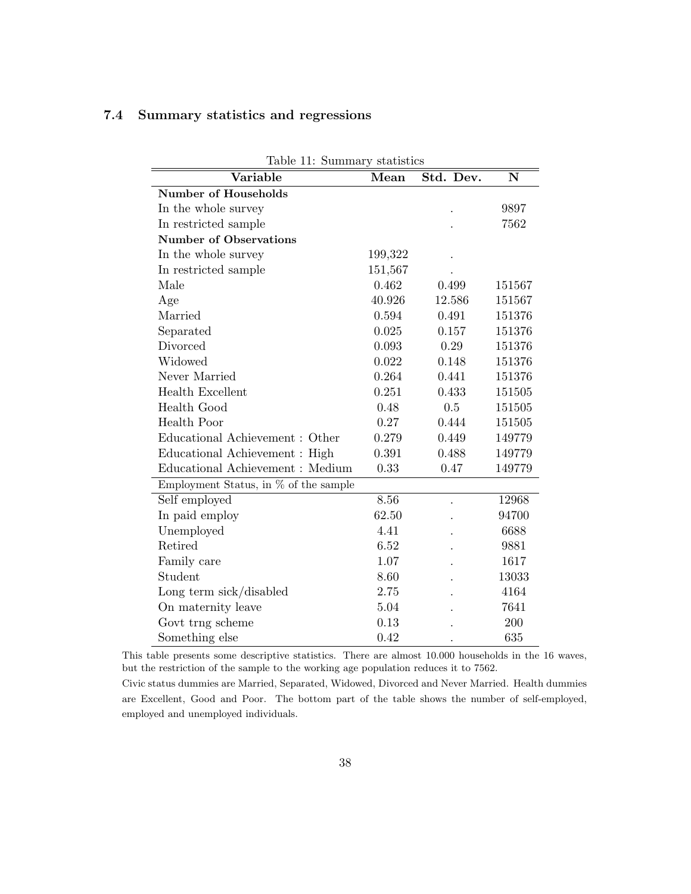### 7.4 Summary statistics and regressions

Table 11: Summary statistics

| Variable | Mean | Std. Dev. | N |
|---|---|---|---|
| **Number of Households** | | | |
| In the whole survey | | . | 9897 |
| In restricted sample | | . | 7562 |
| **Number of Observations** | | | |
| In the whole survey | 199,322 | . | |
| In restricted sample | 151,567 | . | |
| Male | 0.462 | 0.499 | 151567 |
| Age | 40.926 | 12.586 | 151567 |
| Married | 0.594 | 0.491 | 151376 |
| Separated | 0.025 | 0.157 | 151376 |
| Divorced | 0.093 | 0.29 | 151376 |
| Widowed | 0.022 | 0.148 | 151376 |
| Never Married | 0.264 | 0.441 | 151376 |
| Health Excellent | 0.251 | 0.433 | 151505 |
| Health Good | 0.48 | 0.5 | 151505 |
| Health Poor | 0.27 | 0.444 | 151505 |
| Educational Achievement : Other | 0.279 | 0.449 | 149779 |
| Educational Achievement : High | 0.391 | 0.488 | 149779 |
| Educational Achievement : Medium | 0.33 | 0.47 | 149779 |
| Employment Status, in % of the sample | | | |
| Self employed | 8.56 | . | 12968 |
| In paid employ | 62.50 | . | 94700 |
| Unemployed | 4.41 | . | 6688 |
| Retired | 6.52 | . | 9881 |
| Family care | 1.07 | . | 1617 |
| Student | 8.60 | . | 13033 |
| Long term sick/disabled | 2.75 | . | 4164 |
| On maternity leave | 5.04 | . | 7641 |
| Govt trng scheme | 0.13 | . | 200 |
| Something else | 0.42 | . | 635 |

This table presents some descriptive statistics. There are almost 10.000 households in the 16 waves, but the restriction of the sample to the working age population reduces it to 7562.

Civic status dummies are Married, Separated, Widowed, Divorced and Never Married. Health dummies are Excellent, Good and Poor. The bottom part of the table shows the number of self-employed, employed and unemployed individuals.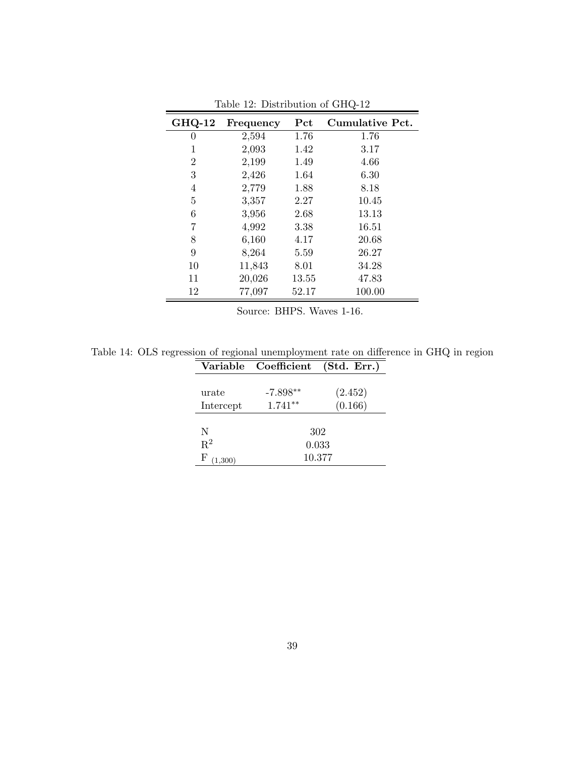Table 12: Distribution of GHQ-12

| GHQ-12 | Frequency | Pct | Cumulative Pct. |
|---|---|---|---|
| 0 | 2,594 | 1.76 | 1.76 |
| 1 | 2,093 | 1.42 | 3.17 |
| 2 | 2,199 | 1.49 | 4.66 |
| 3 | 2,426 | 1.64 | 6.30 |
| 4 | 2,779 | 1.88 | 8.18 |
| 5 | 3,357 | 2.27 | 10.45 |
| 6 | 3,956 | 2.68 | 13.13 |
| 7 | 4,992 | 3.38 | 16.51 |
| 8 | 6,160 | 4.17 | 20.68 |
| 9 | 8,264 | 5.59 | 26.27 |
| 10 | 11,843 | 8.01 | 34.28 |
| 11 | 20,026 | 13.55 | 47.83 |
| 12 | 77,097 | 52.17 | 100.00 |

Source: BHPS. Waves 1-16.

Table 14: OLS regression of regional unemployment rate on difference in GHQ in region

| Variable | Coefficient | (Std. Err.) |
|---|---|---|
| urate | -7.898** | (2.452) |
| Intercept | 1.741** | (0.166) |
| N | 302 | |
| $R^2$ | 0.033 | |
| $F_{(1,300)}$ | 10.377 | |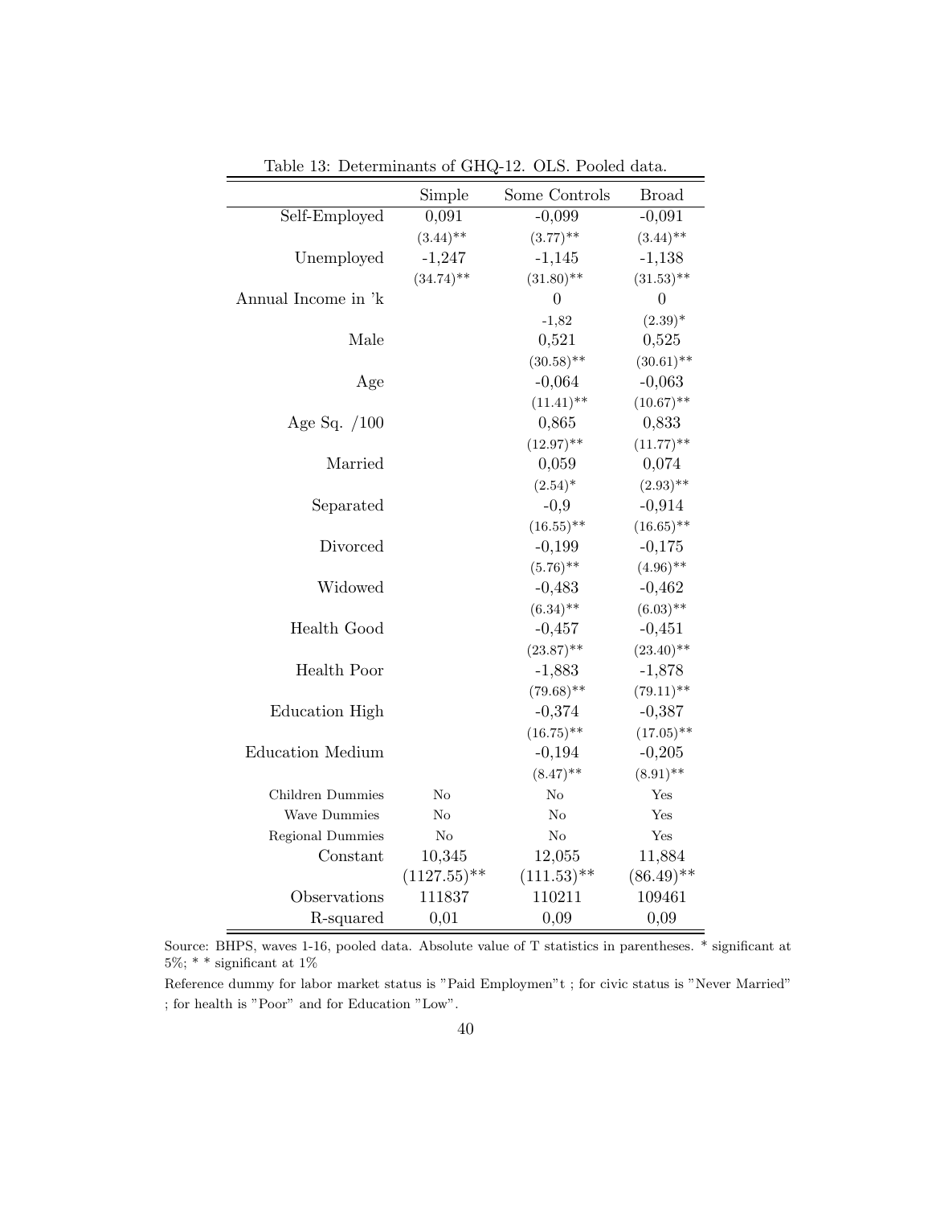Table 13: Determinants of GHQ-12. OLS. Pooled data.

| | Simple | Some Controls | Broad |
|---|---|---|---|
| Self-Employed | 0,091 | -0,099 | -0,091 |
| | (3.44)** | (3.77)** | (3.44)** |
| Unemployed | -1,247 | -1,145 | -1,138 |
| | (34.74)** | (31.80)** | (31.53)** |
| Annual Income in 'k | | 0 | 0 |
| | | -1,82 | (2.39)* |
| Male | | 0,521 | 0,525 |
| | | (30.58)** | (30.61)** |
| Age | | -0,064 | -0,063 |
| | | (11.41)** | (10.67)** |
| Age Sq. /100 | | 0,865 | 0,833 |
| | | (12.97)** | (11.77)** |
| Married | | 0,059 | 0,074 |
| | | (2.54)* | (2.93)** |
| Separated | | -0,9 | -0,914 |
| | | (16.55)** | (16.65)** |
| Divorced | | -0,199 | -0,175 |
| | | (5.76)** | (4.96)** |
| Widowed | | -0,483 | -0,462 |
| | | (6.34)** | (6.03)** |
| Health Good | | -0,457 | -0,451 |
| | | (23.87)** | (23.40)** |
| Health Poor | | -1,883 | -1,878 |
| | | (79.68)** | (79.11)** |
| Education High | | -0,374 | -0,387 |
| | | (16.75)** | (17.05)** |
| Education Medium | | -0,194 | -0,205 |
| | | (8.47)** | (8.91)** |
| Children Dummies | No | No | Yes |
| Wave Dummies | No | No | Yes |
| Regional Dummies | No | No | Yes |
| Constant | 10,345 | 12,055 | 11,884 |
| | (1127.55)** | (111.53)** | (86.49)** |
| Observations | 111837 | 110211 | 109461 |
| R-squared | 0,01 | 0,09 | 0,09 |

Source: BHPS, waves 1-16, pooled data. Absolute value of T statistics in parentheses. * significant at 5%; * * significant at 1%

Reference dummy for labor market status is "Paid Employmen"t ; for civic status is "Never Married" ; for health is "Poor" and for Education "Low".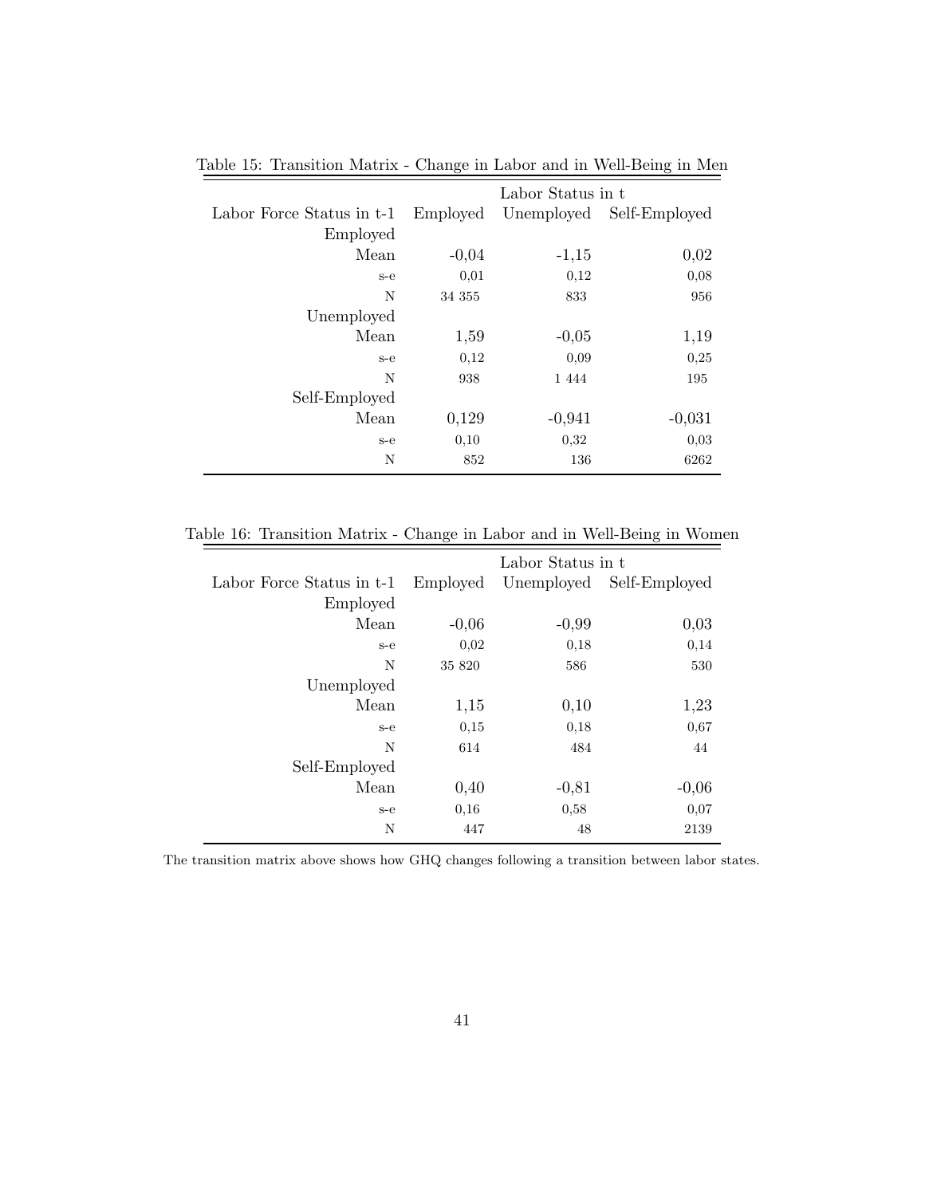Table 15: Transition Matrix - Change in Labor and in Well-Being in Men

| | Labor Status in t | | |
|---|---|---|---|
| Labor Force Status in t-1 | Employed | Unemployed | Self-Employed |
| Employed | | | |
| Mean | -0,04 | -1,15 | 0,02 |
| s-e | 0,01 | 0,12 | 0,08 |
| N | 34 355 | 833 | 956 |
| Unemployed | | | |
| Mean | 1,59 | -0,05 | 1,19 |
| s-e | 0,12 | 0,09 | 0,25 |
| N | 938 | 1 444 | 195 |
| Self-Employed | | | |
| Mean | 0,129 | -0,941 | -0,031 |
| s-e | 0,10 | 0,32 | 0,03 |
| N | 852 | 136 | 6262 |

Table 16: Transition Matrix - Change in Labor and in Well-Being in Women

| | Labor Status in t | | |
|---|---|---|---|
| Labor Force Status in t-1 | Employed | Unemployed | Self-Employed |
| Employed | | | |
| Mean | -0,06 | -0,99 | 0,03 |
| s-e | 0,02 | 0,18 | 0,14 |
| N | 35 820 | 586 | 530 |
| Unemployed | | | |
| Mean | 1,15 | 0,10 | 1,23 |
| s-e | 0,15 | 0,18 | 0,67 |
| N | 614 | 484 | 44 |
| Self-Employed | | | |
| Mean | 0,40 | -0,81 | -0,06 |
| s-e | 0,16 | 0,58 | 0,07 |
| N | 447 | 48 | 2139 |

The transition matrix above shows how GHQ changes following a transition between labor states.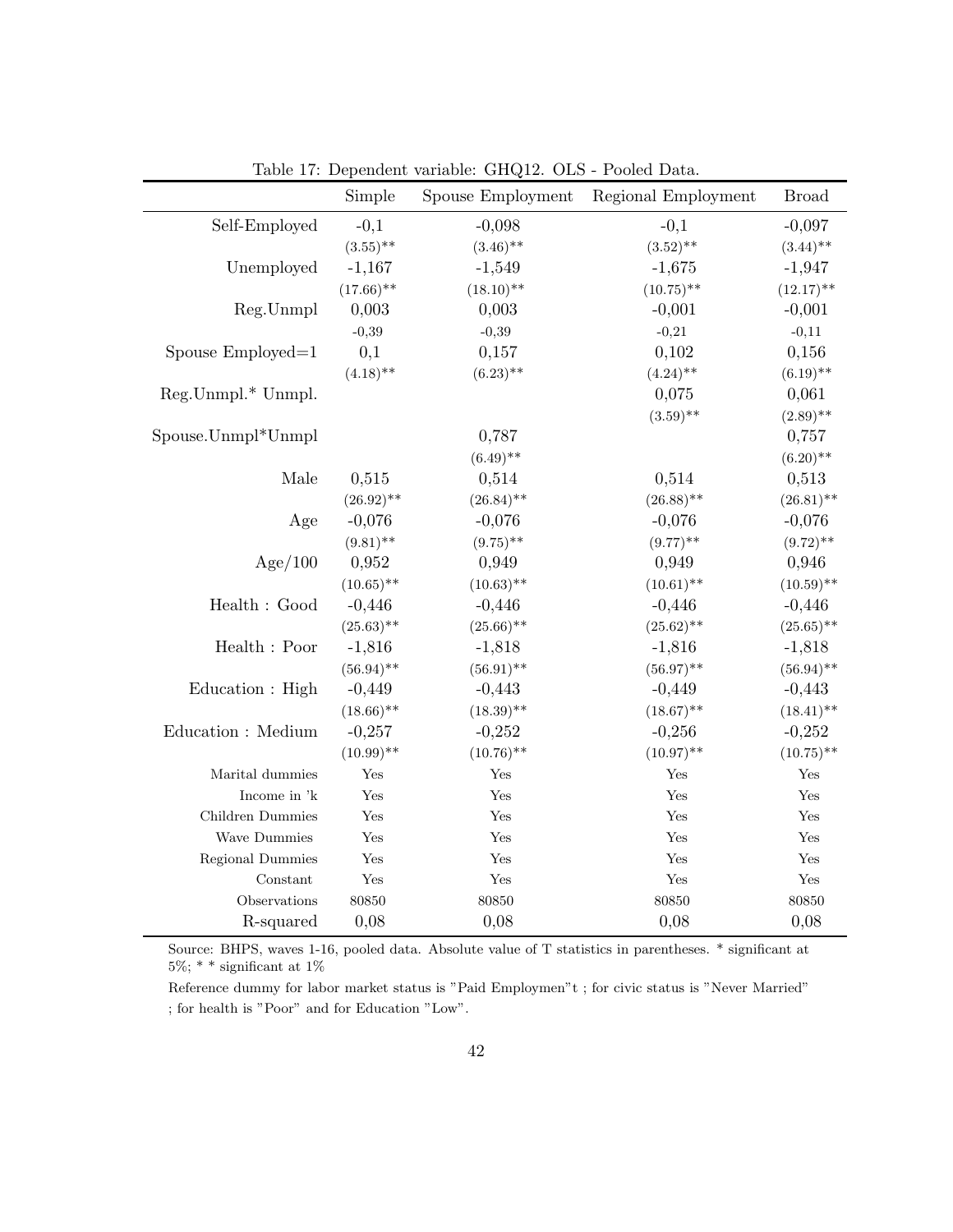Table 17: Dependent variable: GHQ12. OLS - Pooled Data.

| | Simple | Spouse Employment | Regional Employment | Broad |
|---|---|---|---|---|
| Self-Employed | -0,1 | -0,098 | -0,1 | -0,097 |
| | (3.55)** | (3.46)** | (3.52)** | (3.44)** |
| Unemployed | -1,167 | -1,549 | -1,675 | -1,947 |
| | (17.66)** | (18.10)** | (10.75)** | (12.17)** |
| Reg.Unmpl | 0,003 | 0,003 | -0,001 | -0,001 |
| | -0,39 | -0,39 | -0,21 | -0,11 |
| Spouse Employed=1 | 0,1 | 0,157 | 0,102 | 0,156 |
| | (4.18)** | (6.23)** | (4.24)** | (6.19)** |
| Reg.Unmpl.* Unmpl. | | | 0,075 | 0,061 |
| | | | (3.59)** | (2.89)** |
| Spouse.Unmpl*Unmpl | | 0,787 | | 0,757 |
| | | (6.49)** | | (6.20)** |
| Male | 0,515 | 0,514 | 0,514 | 0,513 |
| | (26.92)** | (26.84)** | (26.88)** | (26.81)** |
| Age | -0,076 | -0,076 | -0,076 | -0,076 |
| | (9.81)** | (9.75)** | (9.77)** | (9.72)** |
| Age/100 | 0,952 | 0,949 | 0,949 | 0,946 |
| | (10.65)** | (10.63)** | (10.61)** | (10.59)** |
| Health : Good | -0,446 | -0,446 | -0,446 | -0,446 |
| | (25.63)** | (25.66)** | (25.62)** | (25.65)** |
| Health : Poor | -1,816 | -1,818 | -1,816 | -1,818 |
| | (56.94)** | (56.91)** | (56.97)** | (56.94)** |
| Education : High | -0,449 | -0,443 | -0,449 | -0,443 |
| | (18.66)** | (18.39)** | (18.67)** | (18.41)** |
| Education : Medium | -0,257 | -0,252 | -0,256 | -0,252 |
| | (10.99)** | (10.76)** | (10.97)** | (10.75)** |
| Marital dummies | Yes | Yes | Yes | Yes |
| Income in 'k | Yes | Yes | Yes | Yes |
| Children Dummies | Yes | Yes | Yes | Yes |
| Wave Dummies | Yes | Yes | Yes | Yes |
| Regional Dummies | Yes | Yes | Yes | Yes |
| Constant | Yes | Yes | Yes | Yes |
| Observations | 80850 | 80850 | 80850 | 80850 |
| R-squared | 0,08 | 0,08 | 0,08 | 0,08 |

Source: BHPS, waves 1-16, pooled data. Absolute value of T statistics in parentheses. * significant at 5%; * * significant at 1%

Reference dummy for labor market status is "Paid Employmen"t ; for civic status is "Never Married" ; for health is "Poor" and for Education "Low".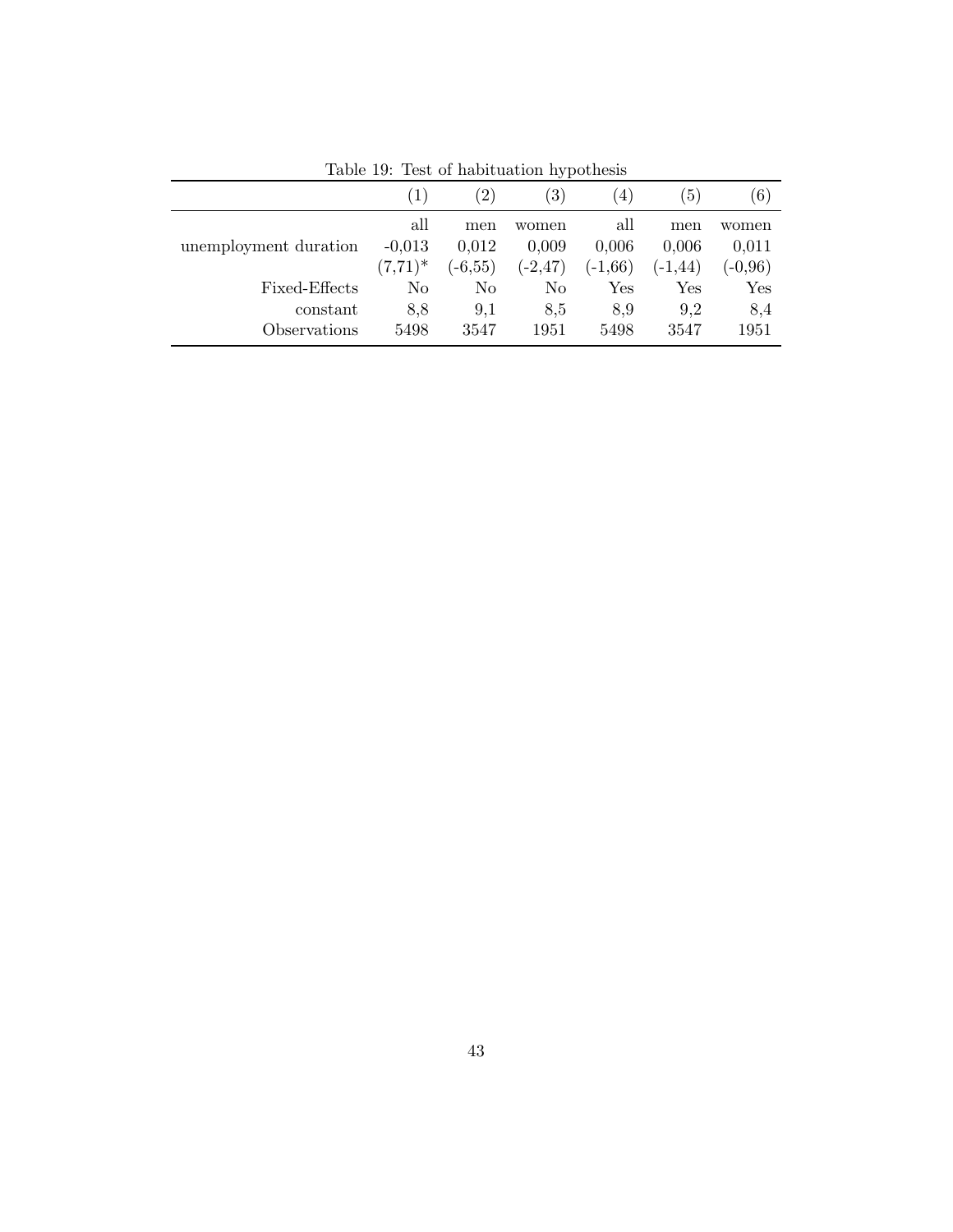Table 19: Test of habituation hypothesis

| | (1) | (2) | (3) | (4) | (5) | (6) |
|---|---|---|---|---|---|---|
| | all | men | women | all | men | women |
| unemployment duration | -0,013 | 0,012 | 0,009 | 0,006 | 0,006 | 0,011 |
| | (7,71)* | (-6,55) | (-2,47) | (-1,66) | (-1,44) | (-0,96) |
| Fixed-Effects | No | No | No | Yes | Yes | Yes |
| constant | 8,8 | 9,1 | 8,5 | 8,9 | 9,2 | 8,4 |
| Observations | 5498 | 3547 | 1951 | 5498 | 3547 | 1951 |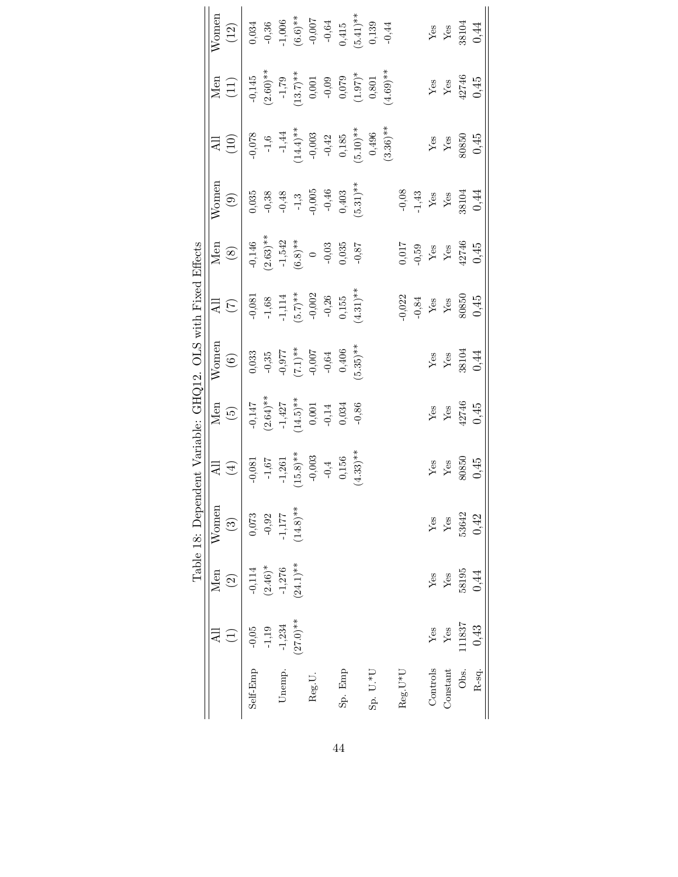Table 18: Dependent Variable: GHQ12. OLS with Fixed Effects

| | All | Men | Women | All | Men | Women | All | Men | Women | All | Men | Women |
|---|---|---|---|---|---|---|---|---|---|---|---|---|
| | (1) | (2) | (3) | (4) | (5) | (6) | (7) | (8) | (9) | (10) | (11) | (12) |
| Self-Emp | -0,05 | -0,114 | 0,073 | -0,081 | -0,147 | 0,033 | -0,081 | -0,146 | 0,035 | -0,078 | -0,145 | 0,034 |
| | -1,19 | (2,46)* | -0,92 | -1,67 | (2,64)** | -0,35 | -1,68 | (2,63)** | -0,38 | -1,6 | (2,60)** | -0,36 |
| Unemp. | -1,234 | -1,276 | -1,177 | -1,261 | -1,427 | -0,977 | -1,114 | -1,542 | -0,48 | -1,44 | -1,79 | -1,006 |
| | (27,0)** | (24,1)** | (14,8)** | (15,8)** | (14,5)** | (7,1)** | (5,7)** | (6,8)** | -1,3 | (14,4)** | (13,7)** | (6,6)** |
| Reg.U. | | | | -0,003 | 0,001 | -0,007 | -0,002 | 0 | -0,005 | -0,003 | 0,001 | -0,007 |
| | | | | -0,4 | -0,14 | -0,64 | -0,26 | -0,03 | -0,46 | -0,42 | -0,09 | -0,64 |
| Sp. Emp | | | | 0,156 | 0,034 | 0,406 | 0,155 | 0,035 | 0,403 | 0,185 | 0,079 | 0,415 |
| | | | | (4,33)** | -0,86 | (5,35)** | (4,31)** | -0,87 | (5,31)** | (5,10)** | (1,97)* | (5,41)** |
| Sp. U.*U | | | | | | | | | | 0,496 | 0,801 | 0,139 |
| | | | | | | | | | | (3,36)** | (4,69)** | -0,44 |
| Reg.U*U | | | | | | | -0,022 | 0,017 | -0,08 | | | |
| | | | | | | | -0,84 | -0,59 | -1,43 | | | |
| Controls | Yes | Yes | Yes | Yes | Yes | Yes | Yes | Yes | Yes | Yes | Yes | Yes |
| Constant | Yes | Yes | Yes | Yes | Yes | Yes | Yes | Yes | Yes | Yes | Yes | Yes |
| Obs. | 111837 | 58195 | 53642 | 80850 | 42746 | 38104 | 80850 | 42746 | 38104 | 80850 | 42746 | 38104 |
| R-sq. | 0,43 | 0,44 | 0,42 | 0,45 | 0,45 | 0,44 | 0,45 | 0,45 | 0,44 | 0,45 | 0,45 | 0,44 |